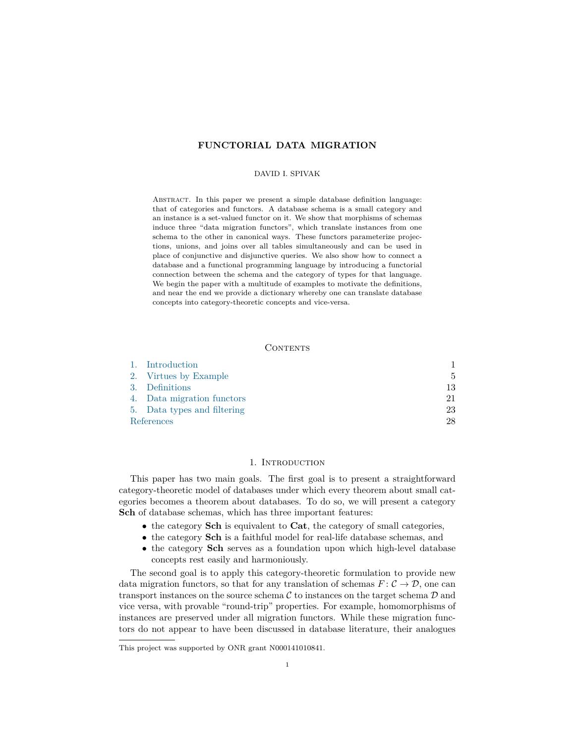# FUNCTORIAL DATA MIGRATION

DAVID I. SPIVAK

Abstract. In this paper we present a simple database definition language: that of categories and functors. A database schema is a small category and an instance is a set-valued functor on it. We show that morphisms of schemas induce three "data migration functors", which translate instances from one schema to the other in canonical ways. These functors parameterize projections, unions, and joins over all tables simultaneously and can be used in place of conjunctive and disjunctive queries. We also show how to connect a database and a functional programming language by introducing a functorial connection between the schema and the category of types for that language. We begin the paper with a multitude of examples to motivate the definitions, and near the end we provide a dictionary whereby one can translate database concepts into category-theoretic concepts and vice-versa.

## Contents

1. Introduction — 1
2. Virtues by Example — 5
3. Definitions — 13
4. Data migration functors — 21
5. Data types and filtering — 23

References — 28

## 1. Introduction

This paper has two main goals. The first goal is to present a straightforward category-theoretic model of databases under which every theorem about small categories becomes a theorem about databases. To do so, we will present a category **Sch** of database schemas, which has three important features:

- the category **Sch** is equivalent to **Cat**, the category of small categories,
- the category **Sch** is a faithful model for real-life database schemas, and
- the category **Sch** serves as a foundation upon which high-level database concepts rest easily and harmoniously.

The second goal is to apply this category-theoretic formulation to provide new data migration functors, so that for any translation of schemas $F\colon \mathcal{C} \to \mathcal{D}$, one can transport instances on the source schema $\mathcal{C}$ to instances on the target schema $\mathcal{D}$ and vice versa, with provable "round-trip" properties. For example, homomorphisms of instances are preserved under all migration functors. While these migration functors do not appear to have been discussed in database literature, their analogues

This project was supported by ONR grant N000141010841.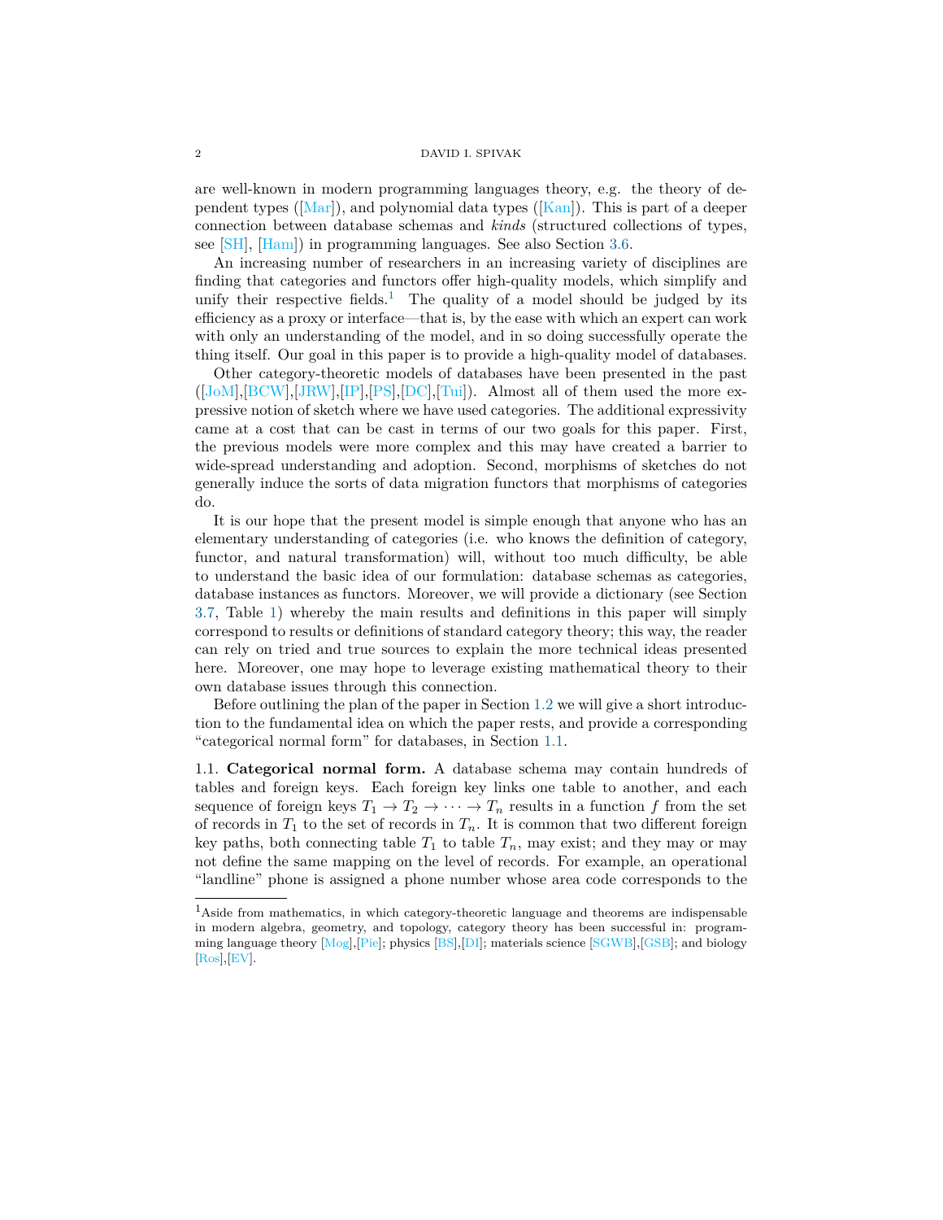are well-known in modern programming languages theory, e.g. the theory of dependent types ([Mar]), and polynomial data types ([Kan]). This is part of a deeper connection between database schemas and *kinds* (structured collections of types, see [SH], [Ham]) in programming languages. See also Section 3.6.

An increasing number of researchers in an increasing variety of disciplines are finding that categories and functors offer high-quality models, which simplify and unify their respective fields.[1] The quality of a model should be judged by its efficiency as a proxy or interface—that is, by the ease with which an expert can work with only an understanding of the model, and in so doing successfully operate the thing itself. Our goal in this paper is to provide a high-quality model of databases.

Other category-theoretic models of databases have been presented in the past ([JoM],[BCW],[JRW],[IP],[PS],[DC],[Tui]). Almost all of them used the more expressive notion of sketch where we have used categories. The additional expressivity came at a cost that can be cast in terms of our two goals for this paper. First, the previous models were more complex and this may have created a barrier to wide-spread understanding and adoption. Second, morphisms of sketches do not generally induce the sorts of data migration functors that morphisms of categories do.

It is our hope that the present model is simple enough that anyone who has an elementary understanding of categories (i.e. who knows the definition of category, functor, and natural transformation) will, without too much difficulty, be able to understand the basic idea of our formulation: database schemas as categories, database instances as functors. Moreover, we will provide a dictionary (see Section 3.7, Table 1) whereby the main results and definitions in this paper will simply correspond to results or definitions of standard category theory; this way, the reader can rely on tried and true sources to explain the more technical ideas presented here. Moreover, one may hope to leverage existing mathematical theory to their own database issues through this connection.

Before outlining the plan of the paper in Section 1.2 we will give a short introduction to the fundamental idea on which the paper rests, and provide a corresponding "categorical normal form" for databases, in Section 1.1.

1.1. **Categorical normal form.** A database schema may contain hundreds of tables and foreign keys. Each foreign key links one table to another, and each sequence of foreign keys $T_1 \to T_2 \to \cdots \to T_n$ results in a function $f$ from the set of records in $T_1$ to the set of records in $T_n$. It is common that two different foreign key paths, both connecting table $T_1$ to table $T_n$, may exist; and they may or may not define the same mapping on the level of records. For example, an operational "landline" phone is assigned a phone number whose area code corresponds to the

[1] Aside from mathematics, in which category-theoretic language and theorems are indispensable in modern algebra, geometry, and topology, category theory has been successful in: programming language theory [Mog],[Pie]; physics [BS],[DI]; materials science [SGWB],[GSB]; and biology [Ros],[EV].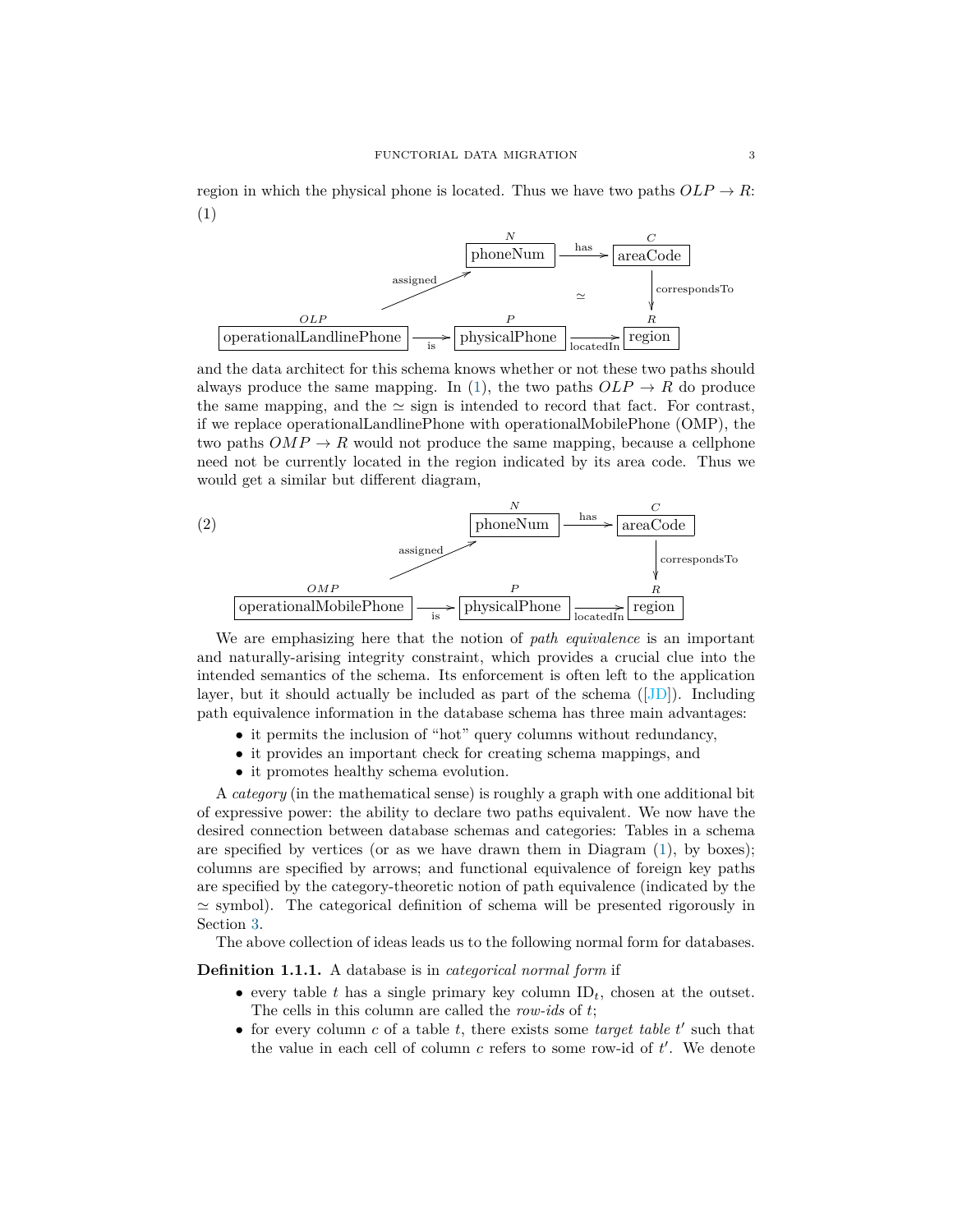region in which the physical phone is located. Thus we have two paths $OLP \to R$:

(1)

$$
\begin{array}{ccccc}
 & & \overset{N}{\boxed{\text{phoneNum}}} & \xrightarrow{\text{has}} & \overset{C}{\boxed{\text{areaCode}}} \\
 & \nearrow^{\text{assigned}} & & \simeq & \downarrow{\scriptstyle\text{correspondsTo}} \\
\overset{OLP}{\boxed{\text{operationalLandlinePhone}}} & \xrightarrow[\text{is}]{} & \overset{P}{\boxed{\text{physicalPhone}}} & \xrightarrow[\text{locatedIn}]{} & \overset{R}{\boxed{\text{region}}}
\end{array}
$$

and the data architect for this schema knows whether or not these two paths should always produce the same mapping. In (1), the two paths $OLP \to R$ do produce the same mapping, and the $\simeq$ sign is intended to record that fact. For contrast, if we replace operationalLandlinePhone with operationalMobilePhone (OMP), the two paths $OMP \to R$ would not produce the same mapping, because a cellphone need not be currently located in the region indicated by its area code. Thus we would get a similar but different diagram,

(2)

$$
\begin{array}{ccccc}
 & & \overset{N}{\boxed{\text{phoneNum}}} & \xrightarrow{\text{has}} & \overset{C}{\boxed{\text{areaCode}}} \\
 & \nearrow^{\text{assigned}} & & & \downarrow{\scriptstyle\text{correspondsTo}} \\
\overset{OMP}{\boxed{\text{operationalMobilePhone}}} & \xrightarrow[\text{is}]{} & \overset{P}{\boxed{\text{physicalPhone}}} & \xrightarrow[\text{locatedIn}]{} & \overset{R}{\boxed{\text{region}}}
\end{array}
$$

We are emphasizing here that the notion of *path equivalence* is an important and naturally-arising integrity constraint, which provides a crucial clue into the intended semantics of the schema. Its enforcement is often left to the application layer, but it should actually be included as part of the schema ([JD]). Including path equivalence information in the database schema has three main advantages:

- it permits the inclusion of "hot" query columns without redundancy,
- it provides an important check for creating schema mappings, and
- it promotes healthy schema evolution.

A *category* (in the mathematical sense) is roughly a graph with one additional bit of expressive power: the ability to declare two paths equivalent. We now have the desired connection between database schemas and categories: Tables in a schema are specified by vertices (or as we have drawn them in Diagram (1), by boxes); columns are specified by arrows; and functional equivalence of foreign key paths are specified by the category-theoretic notion of path equivalence (indicated by the $\simeq$ symbol). The categorical definition of schema will be presented rigorously in Section 3.

The above collection of ideas leads us to the following normal form for databases.

**Definition 1.1.1.** A database is in *categorical normal form* if

- every table $t$ has a single primary key column $\text{ID}_t$, chosen at the outset. The cells in this column are called the *row-ids* of $t$;
- for every column $c$ of a table $t$, there exists some *target table* $t'$ such that the value in each cell of column $c$ refers to some row-id of $t'$. We denote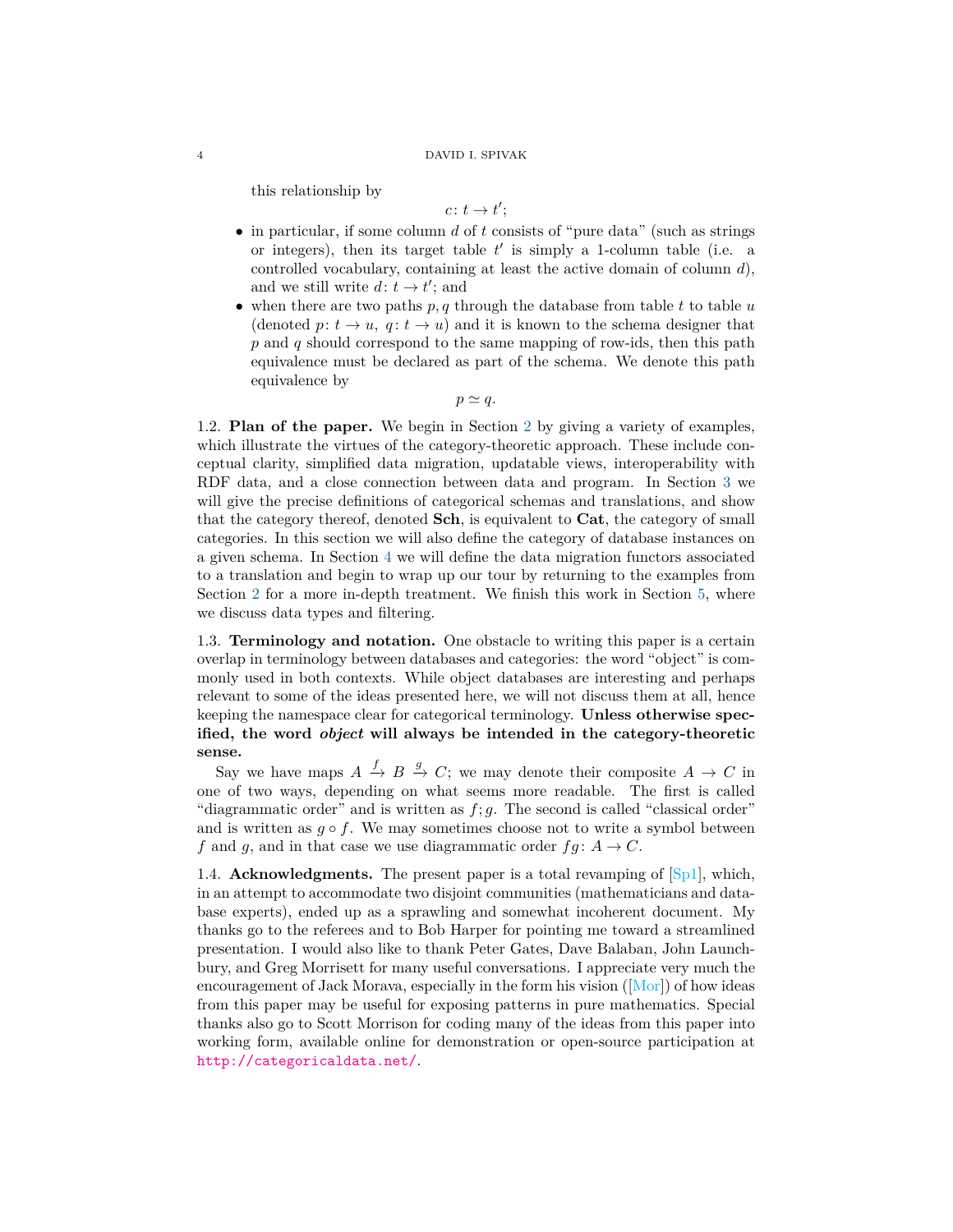this relationship by

$$c\colon t \to t';$$

- in particular, if some column $d$ of $t$ consists of "pure data" (such as strings or integers), then its target table $t'$ is simply a 1-column table (i.e. a controlled vocabulary, containing at least the active domain of column $d$), and we still write $d\colon t \to t'$; and
- when there are two paths $p, q$ through the database from table $t$ to table $u$ (denoted $p\colon t \to u,\ q\colon t \to u$) and it is known to the schema designer that $p$ and $q$ should correspond to the same mapping of row-ids, then this path equivalence must be declared as part of the schema. We denote this path equivalence by

$$p \simeq q.$$

1.2. **Plan of the paper.** We begin in Section 2 by giving a variety of examples, which illustrate the virtues of the category-theoretic approach. These include conceptual clarity, simplified data migration, updatable views, interoperability with RDF data, and a close connection between data and program. In Section 3 we will give the precise definitions of categorical schemas and translations, and show that the category thereof, denoted **Sch**, is equivalent to **Cat**, the category of small categories. In this section we will also define the category of database instances on a given schema. In Section 4 we will define the data migration functors associated to a translation and begin to wrap up our tour by returning to the examples from Section 2 for a more in-depth treatment. We finish this work in Section 5, where we discuss data types and filtering.

1.3. **Terminology and notation.** One obstacle to writing this paper is a certain overlap in terminology between databases and categories: the word "object" is commonly used in both contexts. While object databases are interesting and perhaps relevant to some of the ideas presented here, we will not discuss them at all, hence keeping the namespace clear for categorical terminology. **Unless otherwise specified, the word *object* will always be intended in the category-theoretic sense.**

Say we have maps $A \xrightarrow{f} B \xrightarrow{g} C$; we may denote their composite $A \to C$ in one of two ways, depending on what seems more readable. The first is called "diagrammatic order" and is written as $f;g$. The second is called "classical order" and is written as $g \circ f$. We may sometimes choose not to write a symbol between $f$ and $g$, and in that case we use diagrammatic order $fg\colon A \to C$.

1.4. **Acknowledgments.** The present paper is a total revamping of [Sp1], which, in an attempt to accommodate two disjoint communities (mathematicians and database experts), ended up as a sprawling and somewhat incoherent document. My thanks go to the referees and to Bob Harper for pointing me toward a streamlined presentation. I would also like to thank Peter Gates, Dave Balaban, John Launchbury, and Greg Morrisett for many useful conversations. I appreciate very much the encouragement of Jack Morava, especially in the form his vision ([Mor]) of how ideas from this paper may be useful for exposing patterns in pure mathematics. Special thanks also go to Scott Morrison for coding many of the ideas from this paper into working form, available online for demonstration or open-source participation at http://categoricaldata.net/.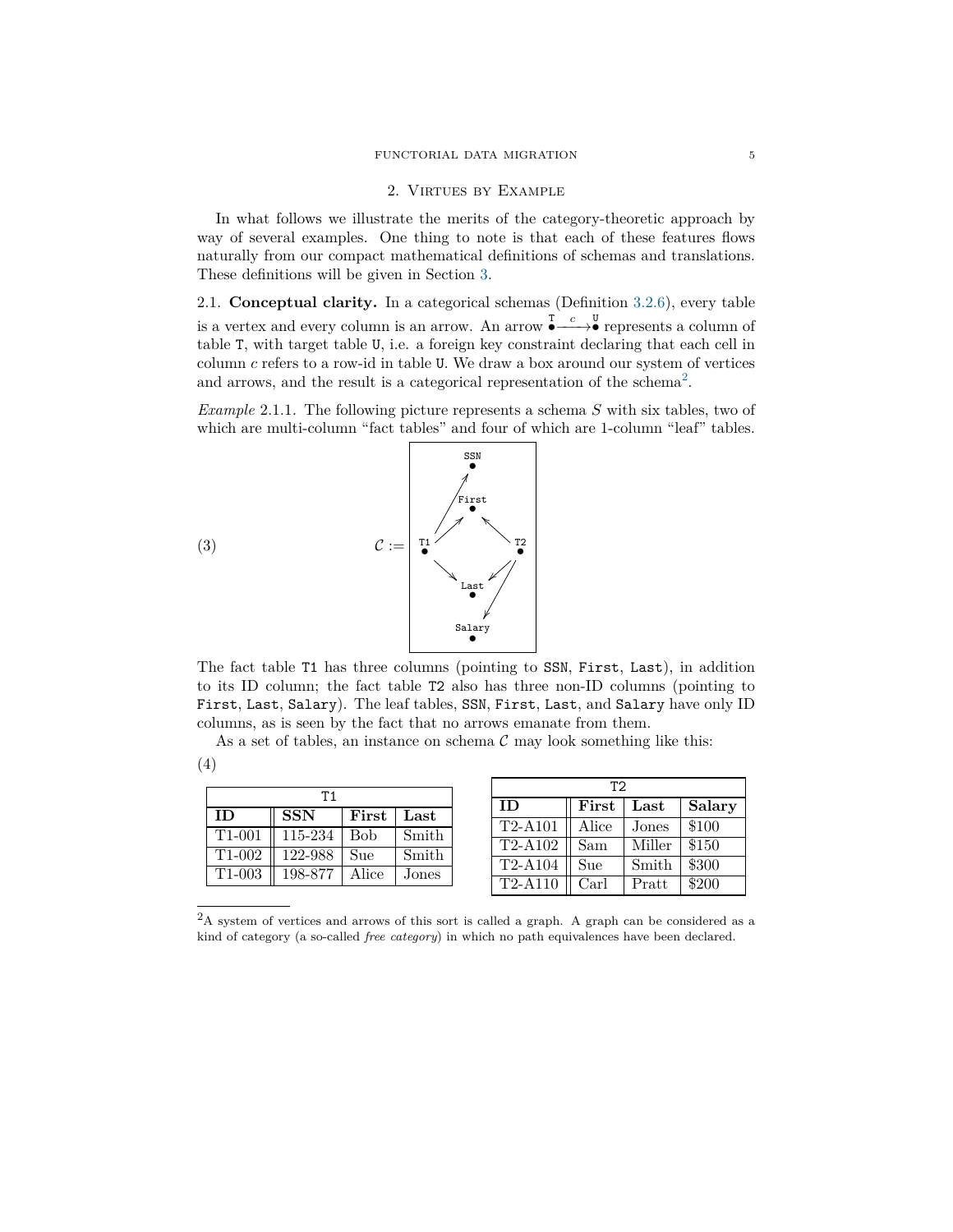## 2. Virtues by Example

In what follows we illustrate the merits of the category-theoretic approach by way of several examples. One thing to note is that each of these features flows naturally from our compact mathematical definitions of schemas and translations. These definitions will be given in Section 3.

2.1. **Conceptual clarity.** In a categorical schemas (Definition 3.2.6), every table is a vertex and every column is an arrow. An arrow $\overset{\texttt{T}}{\bullet}\xrightarrow{c}\overset{\texttt{U}}{\bullet}$ represents a column of table T, with target table U, i.e. a foreign key constraint declaring that each cell in column $c$ refers to a row-id in table U. We draw a box around our system of vertices and arrows, and the result is a categorical representation of the schema[2].

*Example* 2.1.1. The following picture represents a schema $S$ with six tables, two of which are multi-column "fact tables" and four of which are 1-column "leaf" tables.

(3) $\mathcal{C} :=$ [schema diagram: vertices SSN, First, T1, T2, Last, Salary; arrows T1→SSN, T1→First, T1→Last, T2→First, T2→Last, T2→Salary]

The fact table T1 has three columns (pointing to SSN, First, Last), in addition to its ID column; the fact table T2 also has three non-ID columns (pointing to First, Last, Salary). The leaf tables, SSN, First, Last, and Salary have only ID columns, as is seen by the fact that no arrows emanate from them.

As a set of tables, an instance on schema $\mathcal{C}$ may look something like this:

(4)

| T1 | | | |
|---|---|---|---|
| **ID** | **SSN** | **First** | **Last** |
| T1-001 | 115-234 | Bob | Smith |
| T1-002 | 122-988 | Sue | Smith |
| T1-003 | 198-877 | Alice | Jones |

| T2 | | | |
|---|---|---|---|
| **ID** | **First** | **Last** | **Salary** |
| T2-A101 | Alice | Jones | $100 |
| T2-A102 | Sam | Miller | $150 |
| T2-A104 | Sue | Smith | $300 |
| T2-A110 | Carl | Pratt | $200 |

---

[2] A system of vertices and arrows of this sort is called a graph. A graph can be considered as a kind of category (a so-called *free category*) in which no path equivalences have been declared.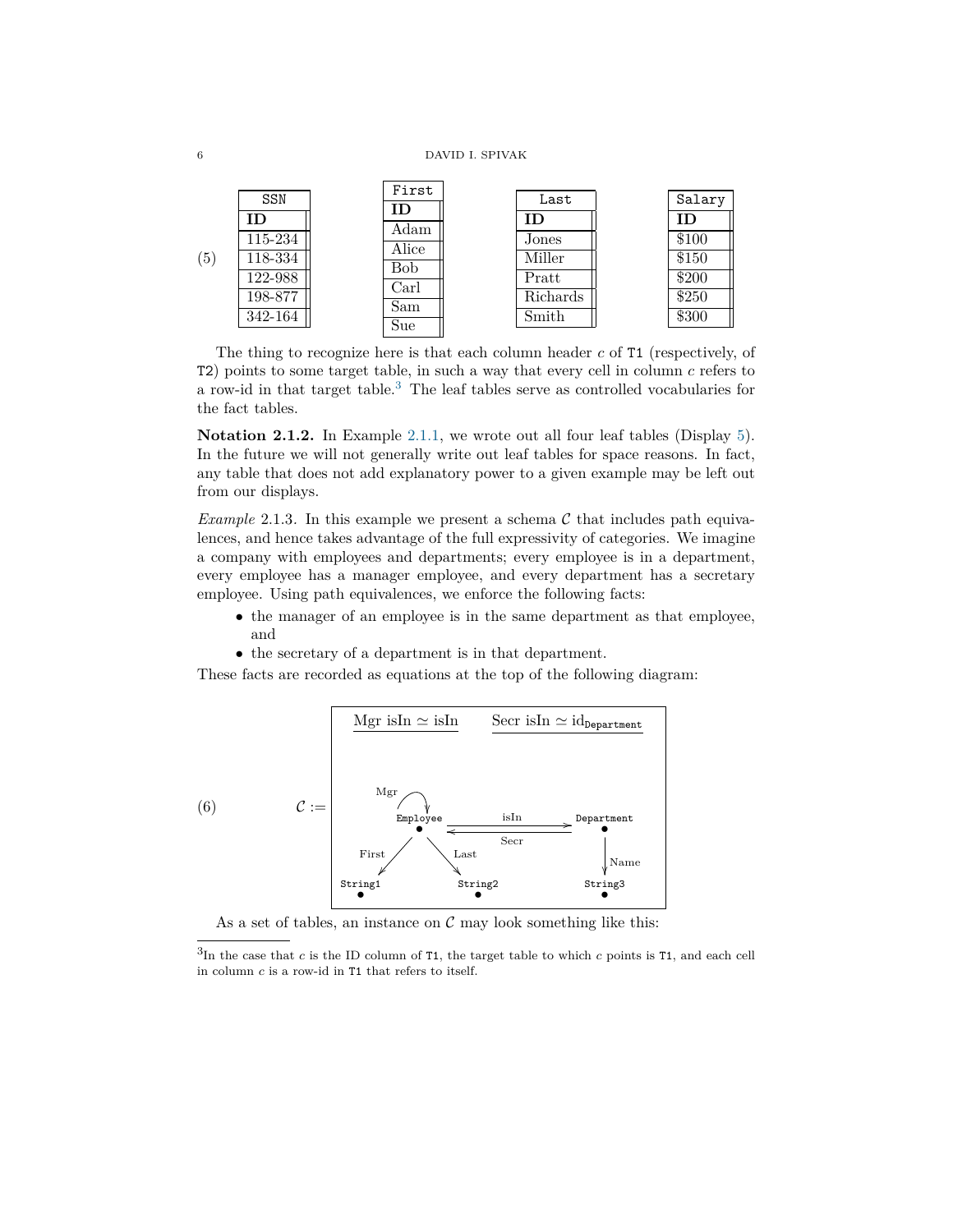(5)

| SSN |
| --- |
| **ID** |
| 115-234 |
| 118-334 |
| 122-988 |
| 198-877 |
| 342-164 |

| First |
| --- |
| **ID** |
| Adam |
| Alice |
| Bob |
| Carl |
| Sam |
| Sue |

| Last |
| --- |
| **ID** |
| Jones |
| Miller |
| Pratt |
| Richards |
| Smith |

| Salary |
| --- |
| **ID** |
| \$100 |
| \$150 |
| \$200 |
| \$250 |
| \$300 |

The thing to recognize here is that each column header $c$ of `T1` (respectively, of `T2`) points to some target table, in such a way that every cell in column $c$ refers to a row-id in that target table.[3] The leaf tables serve as controlled vocabularies for the fact tables.

**Notation 2.1.2.** In Example 2.1.1, we wrote out all four leaf tables (Display 5). In the future we will not generally write out leaf tables for space reasons. In fact, any table that does not add explanatory power to a given example may be left out from our displays.

*Example* 2.1.3. In this example we present a schema $\mathcal{C}$ that includes path equivalences, and hence takes advantage of the full expressivity of categories. We imagine a company with employees and departments; every employee is in a department, every employee has a manager employee, and every department has a secretary employee. Using path equivalences, we enforce the following facts:

- the manager of an employee is in the same department as that employee, and
- the secretary of a department is in that department.

These facts are recorded as equations at the top of the following diagram:

(6) $\mathcal{C} :=$

$$\text{Mgr isIn} \simeq \text{isIn} \qquad \text{Secr isIn} \simeq \text{id}_{\texttt{Department}}$$

```
        Mgr
       ⟲
    Employee  ----isIn---->  Department
       •      <----Secr----      •
      /  \                       |
 First    Last                   | Name
    /      \                     v
String1   String2             String3
   •         •                   •
```

As a set of tables, an instance on $\mathcal{C}$ may look something like this:

[3] In the case that $c$ is the ID column of `T1`, the target table to which $c$ points is `T1`, and each cell in column $c$ is a row-id in `T1` that refers to itself.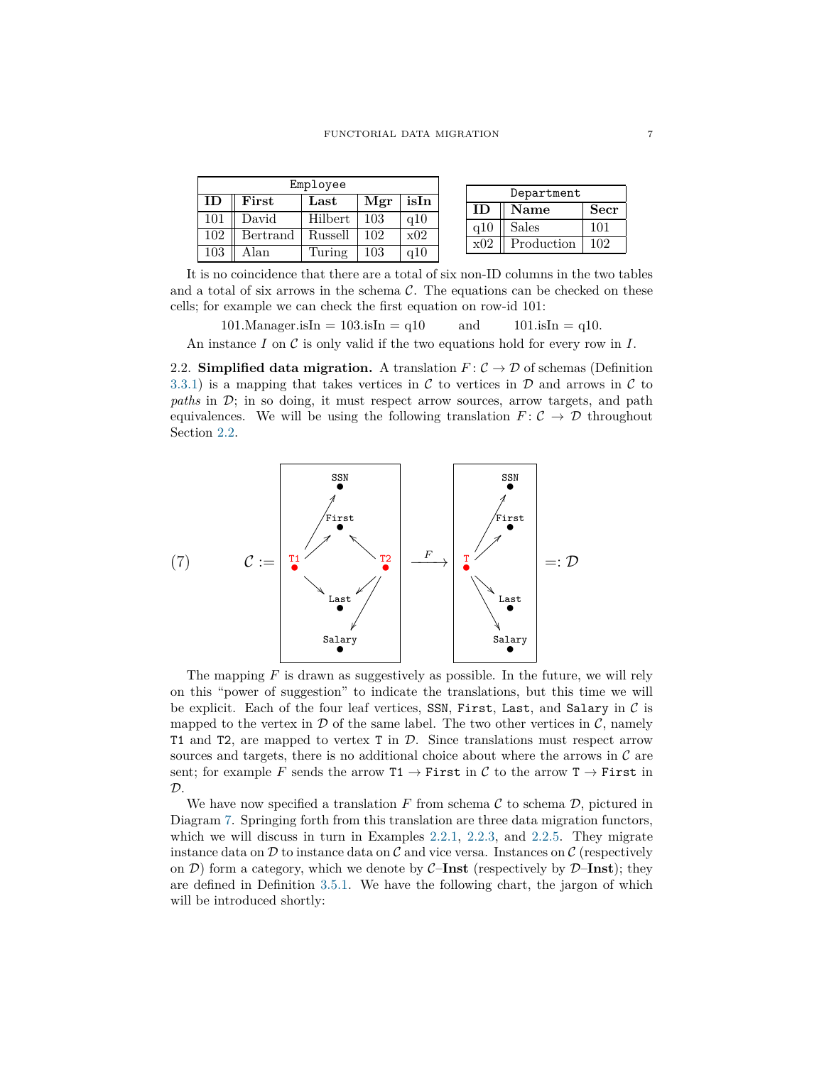| Employee | | | | |
|---|---|---|---|---|
| **ID** | **First** | **Last** | **Mgr** | **isIn** |
| 101 | David | Hilbert | 103 | q10 |
| 102 | Bertrand | Russell | 102 | x02 |
| 103 | Alan | Turing | 103 | q10 |

| Department | | |
|---|---|---|
| **ID** | **Name** | **Secr** |
| q10 | Sales | 101 |
| x02 | Production | 102 |

It is no coincidence that there are a total of six non-ID columns in the two tables and a total of six arrows in the schema $\mathcal{C}$. The equations can be checked on these cells; for example we can check the first equation on row-id 101:

$$101.\text{Manager.isIn} = 103.\text{isIn} = \text{q10} \qquad \text{and} \qquad 101.\text{isIn} = \text{q10}.$$

An instance $I$ on $\mathcal{C}$ is only valid if the two equations hold for every row in $I$.

2.2. **Simplified data migration.** A translation $F\colon \mathcal{C} \to \mathcal{D}$ of schemas (Definition 3.3.1) is a mapping that takes vertices in $\mathcal{C}$ to vertices in $\mathcal{D}$ and arrows in $\mathcal{C}$ to *paths* in $\mathcal{D}$; in so doing, it must respect arrow sources, arrow targets, and path equivalences. We will be using the following translation $F\colon \mathcal{C} \to \mathcal{D}$ throughout Section 2.2.

(7) $\mathcal{C} :=$ [diagram: vertices SSN, First, T1, T2, Last, Salary with arrows T1 → SSN, T1 → First, T1 → Last, T2 → First, T2 → Last, T2 → Salary] $\xrightarrow{F}$ [diagram: vertices SSN, First, T, Last, Salary with arrows T → SSN, T → First, T → Last, T → Salary] $=: \mathcal{D}$

The mapping $F$ is drawn as suggestively as possible. In the future, we will rely on this "power of suggestion" to indicate the translations, but this time we will be explicit. Each of the four leaf vertices, `SSN`, `First`, `Last`, and `Salary` in $\mathcal{C}$ is mapped to the vertex in $\mathcal{D}$ of the same label. The two other vertices in $\mathcal{C}$, namely `T1` and `T2`, are mapped to vertex `T` in $\mathcal{D}$. Since translations must respect arrow sources and targets, there is no additional choice about where the arrows in $\mathcal{C}$ are sent; for example $F$ sends the arrow `T1` $\to$ `First` in $\mathcal{C}$ to the arrow `T` $\to$ `First` in $\mathcal{D}$.

We have now specified a translation $F$ from schema $\mathcal{C}$ to schema $\mathcal{D}$, pictured in Diagram 7. Springing forth from this translation are three data migration functors, which we will discuss in turn in Examples 2.2.1, 2.2.3, and 2.2.5. They migrate instance data on $\mathcal{D}$ to instance data on $\mathcal{C}$ and vice versa. Instances on $\mathcal{C}$ (respectively on $\mathcal{D}$) form a category, which we denote by $\mathcal{C}$–**Inst** (respectively by $\mathcal{D}$–**Inst**); they are defined in Definition 3.5.1. We have the following chart, the jargon of which will be introduced shortly: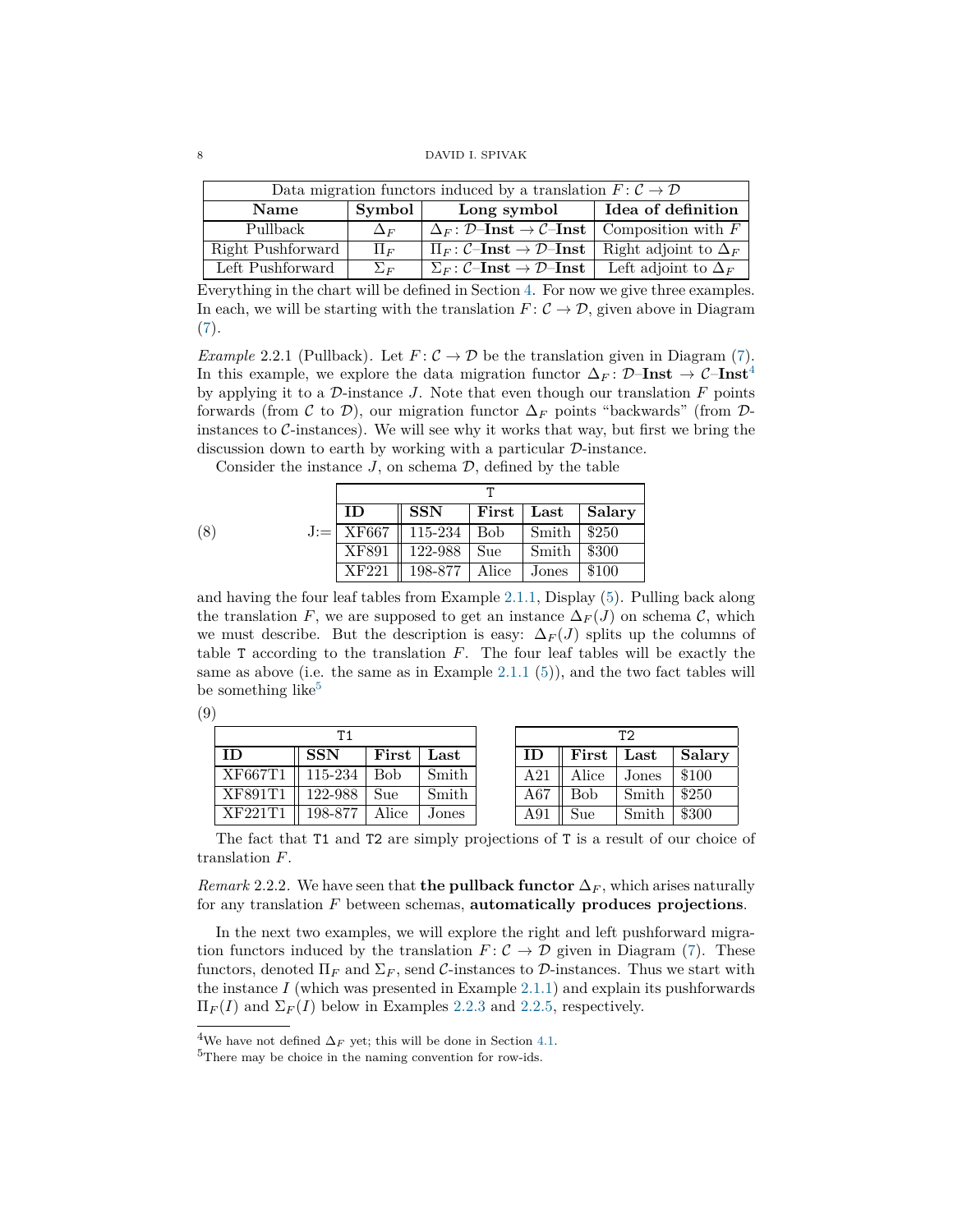| Data migration functors induced by a translation $F\colon \mathcal{C} \to \mathcal{D}$ | | | |
|---|---|---|---|
| **Name** | **Symbol** | **Long symbol** | **Idea of definition** |
| Pullback | $\Delta_F$ | $\Delta_F\colon \mathcal{D}\text{–}\mathbf{Inst} \to \mathcal{C}\text{–}\mathbf{Inst}$ | Composition with $F$ |
| Right Pushforward | $\Pi_F$ | $\Pi_F\colon \mathcal{C}\text{–}\mathbf{Inst} \to \mathcal{D}\text{–}\mathbf{Inst}$ | Right adjoint to $\Delta_F$ |
| Left Pushforward | $\Sigma_F$ | $\Sigma_F\colon \mathcal{C}\text{–}\mathbf{Inst} \to \mathcal{D}\text{–}\mathbf{Inst}$ | Left adjoint to $\Delta_F$ |

Everything in the chart will be defined in Section 4. For now we give three examples. In each, we will be starting with the translation $F\colon \mathcal{C} \to \mathcal{D}$, given above in Diagram (7).

*Example* 2.2.1 (Pullback). Let $F\colon \mathcal{C} \to \mathcal{D}$ be the translation given in Diagram (7). In this example, we explore the data migration functor $\Delta_F\colon \mathcal{D}\text{–}\mathbf{Inst} \to \mathcal{C}\text{–}\mathbf{Inst}$[4] by applying it to a $\mathcal{D}$-instance $J$. Note that even though our translation $F$ points forwards (from $\mathcal{C}$ to $\mathcal{D}$), our migration functor $\Delta_F$ points "backwards" (from $\mathcal{D}$-instances to $\mathcal{C}$-instances). We will see why it works that way, but first we bring the discussion down to earth by working with a particular $\mathcal{D}$-instance.

Consider the instance $J$, on schema $\mathcal{D}$, defined by the table

(8) J:=

| T | | | | |
|---|---|---|---|---|
| **ID** | **SSN** | **First** | **Last** | **Salary** |
| XF667 | 115-234 | Bob | Smith | $250 |
| XF891 | 122-988 | Sue | Smith | $300 |
| XF221 | 198-877 | Alice | Jones | $100 |

and having the four leaf tables from Example 2.1.1, Display (5). Pulling back along the translation $F$, we are supposed to get an instance $\Delta_F(J)$ on schema $\mathcal{C}$, which we must describe. But the description is easy: $\Delta_F(J)$ splits up the columns of table `T` according to the translation $F$. The four leaf tables will be exactly the same as above (i.e. the same as in Example 2.1.1 (5)), and the two fact tables will be something like[5]

(9)

| T1 | | | |
|---|---|---|---|
| **ID** | **SSN** | **First** | **Last** |
| XF667T1 | 115-234 | Bob | Smith |
| XF891T1 | 122-988 | Sue | Smith |
| XF221T1 | 198-877 | Alice | Jones |

| T2 | | | |
|---|---|---|---|
| **ID** | **First** | **Last** | **Salary** |
| A21 | Alice | Jones | $100 |
| A67 | Bob | Smith | $250 |
| A91 | Sue | Smith | $300 |

The fact that `T1` and `T2` are simply projections of `T` is a result of our choice of translation $F$.

*Remark* 2.2.2. We have seen that **the pullback functor** $\Delta_F$, which arises naturally for any translation $F$ between schemas, **automatically produces projections**.

In the next two examples, we will explore the right and left pushforward migration functors induced by the translation $F\colon \mathcal{C} \to \mathcal{D}$ given in Diagram (7). These functors, denoted $\Pi_F$ and $\Sigma_F$, send $\mathcal{C}$-instances to $\mathcal{D}$-instances. Thus we start with the instance $I$ (which was presented in Example 2.1.1) and explain its pushforwards $\Pi_F(I)$ and $\Sigma_F(I)$ below in Examples 2.2.3 and 2.2.5, respectively.

---

[4] We have not defined $\Delta_F$ yet; this will be done in Section 4.1.

[5] There may be choice in the naming convention for row-ids.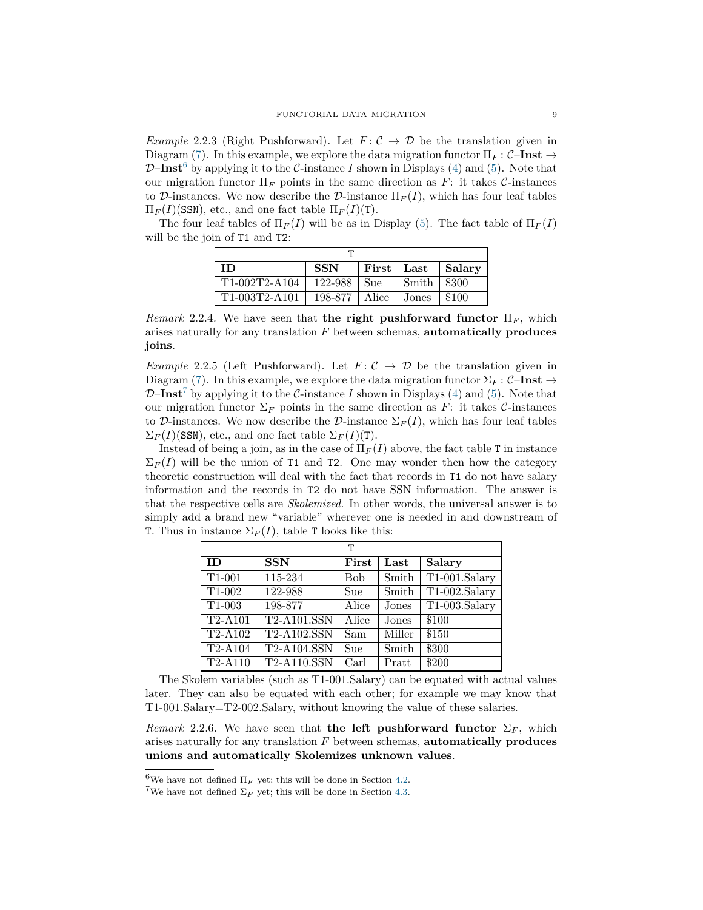*Example* 2.2.3 (Right Pushforward). Let $F\colon \mathcal{C} \to \mathcal{D}$ be the translation given in Diagram (7). In this example, we explore the data migration functor $\Pi_F\colon \mathcal{C}$–**Inst** $\to$ $\mathcal{D}$–**Inst**[6] by applying it to the $\mathcal{C}$-instance $I$ shown in Displays (4) and (5). Note that our migration functor $\Pi_F$ points in the same direction as $F$: it takes $\mathcal{C}$-instances to $\mathcal{D}$-instances. We now describe the $\mathcal{D}$-instance $\Pi_F(I)$, which has four leaf tables $\Pi_F(I)(\texttt{SSN})$, etc., and one fact table $\Pi_F(I)(\texttt{T})$.

The four leaf tables of $\Pi_F(I)$ will be as in Display (5). The fact table of $\Pi_F(I)$ will be the join of `T1` and `T2`:

| T | | | | |
|---|---|---|---|---|
| **ID** | **SSN** | **First** | **Last** | **Salary** |
| T1-002T2-A104 | 122-988 | Sue | Smith | \$300 |
| T1-003T2-A101 | 198-877 | Alice | Jones | \$100 |

*Remark* 2.2.4. We have seen that **the right pushforward functor** $\Pi_F$, which arises naturally for any translation $F$ between schemas, **automatically produces joins**.

*Example* 2.2.5 (Left Pushforward). Let $F\colon \mathcal{C} \to \mathcal{D}$ be the translation given in Diagram (7). In this example, we explore the data migration functor $\Sigma_F\colon \mathcal{C}$–**Inst** $\to$ $\mathcal{D}$–**Inst**[7] by applying it to the $\mathcal{C}$-instance $I$ shown in Displays (4) and (5). Note that our migration functor $\Sigma_F$ points in the same direction as $F$: it takes $\mathcal{C}$-instances to $\mathcal{D}$-instances. We now describe the $\mathcal{D}$-instance $\Sigma_F(I)$, which has four leaf tables $\Sigma_F(I)(\texttt{SSN})$, etc., and one fact table $\Sigma_F(I)(\texttt{T})$.

Instead of being a join, as in the case of $\Pi_F(I)$ above, the fact table `T` in instance $\Sigma_F(I)$ will be the union of `T1` and `T2`. One may wonder then how the category theoretic construction will deal with the fact that records in `T1` do not have salary information and the records in `T2` do not have SSN information. The answer is that the respective cells are *Skolemized*. In other words, the universal answer is to simply add a brand new "variable" wherever one is needed in and downstream of `T`. Thus in instance $\Sigma_F(I)$, table `T` looks like this:

| T | | | | |
|---|---|---|---|---|
| **ID** | **SSN** | **First** | **Last** | **Salary** |
| T1-001 | 115-234 | Bob | Smith | T1-001.Salary |
| T1-002 | 122-988 | Sue | Smith | T1-002.Salary |
| T1-003 | 198-877 | Alice | Jones | T1-003.Salary |
| T2-A101 | T2-A101.SSN | Alice | Jones | \$100 |
| T2-A102 | T2-A102.SSN | Sam | Miller | \$150 |
| T2-A104 | T2-A104.SSN | Sue | Smith | \$300 |
| T2-A110 | T2-A110.SSN | Carl | Pratt | \$200 |

The Skolem variables (such as T1-001.Salary) can be equated with actual values later. They can also be equated with each other; for example we may know that T1-001.Salary=T2-002.Salary, without knowing the value of these salaries.

*Remark* 2.2.6. We have seen that **the left pushforward functor** $\Sigma_F$, which arises naturally for any translation $F$ between schemas, **automatically produces unions and automatically Skolemizes unknown values**.

---

[6] We have not defined $\Pi_F$ yet; this will be done in Section 4.2.

[7] We have not defined $\Sigma_F$ yet; this will be done in Section 4.3.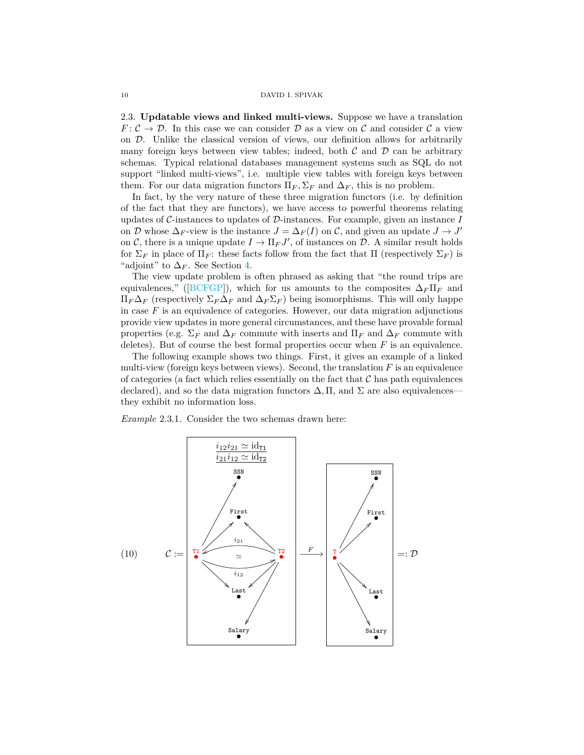2.3. **Updatable views and linked multi-views.** Suppose we have a translation $F\colon \mathcal{C} \to \mathcal{D}$. In this case we can consider $\mathcal{D}$ as a view on $\mathcal{C}$ and consider $\mathcal{C}$ a view on $\mathcal{D}$. Unlike the classical version of views, our definition allows for arbitrarily many foreign keys between view tables; indeed, both $\mathcal{C}$ and $\mathcal{D}$ can be arbitrary schemas. Typical relational databases management systems such as SQL do not support "linked multi-views", i.e. multiple view tables with foreign keys between them. For our data migration functors $\Pi_F, \Sigma_F$ and $\Delta_F$, this is no problem.

In fact, by the very nature of these three migration functors (i.e. by definition of the fact that they are functors), we have access to powerful theorems relating updates of $\mathcal{C}$-instances to updates of $\mathcal{D}$-instances. For example, given an instance $I$ on $\mathcal{D}$ whose $\Delta_F$-view is the instance $J = \Delta_F(I)$ on $\mathcal{C}$, and given an update $J \to J'$ on $\mathcal{C}$, there is a unique update $I \to \Pi_F J'$, of instances on $\mathcal{D}$. A similar result holds for $\Sigma_F$ in place of $\Pi_F$: these facts follow from the fact that $\Pi$ (respectively $\Sigma_F$) is "adjoint" to $\Delta_F$. See Section 4.

The view update problem is often phrased as asking that "the round trips are equivalences," ([BCFGP]), which for us amounts to the composites $\Delta_F \Pi_F$ and $\Pi_F \Delta_F$ (respectively $\Sigma_F \Delta_F$ and $\Delta_F \Sigma_F$) being isomorphisms. This will only happe in case $F$ is an equivalence of categories. However, our data migration adjunctions provide view updates in more general circumstances, and these have provable formal properties (e.g. $\Sigma_F$ and $\Delta_F$ commute with inserts and $\Pi_F$ and $\Delta_F$ commute with deletes). But of course the best formal properties occur when $F$ is an equivalence.

The following example shows two things. First, it gives an example of a linked multi-view (foreign keys between views). Second, the translation $F$ is an equivalence of categories (a fact which relies essentially on the fact that $\mathcal{C}$ has path equivalences declared), and so the data migration functors $\Delta, \Pi$, and $\Sigma$ are also equivalences—they exhibit no information loss.

*Example* 2.3.1. Consider the two schemas drawn here:

(10) $\mathcal{C} :=$ [schema with objects SSN, First, T1, T2, Last, Salary; arrows T1→SSN, T1→First, T1→Last, T2→First, T2→Last, T2→Salary, $i_{12}\colon$ T1→T2, $i_{21}\colon$ T2→T1, with $i_{12}i_{21} \simeq \mathrm{id}_{\mathtt{T1}}$, $i_{21}i_{12} \simeq \mathrm{id}_{\mathtt{T2}}$] $\xrightarrow{F}$ [schema with objects SSN, First, T, Last, Salary; arrows T→SSN, T→First, T→Last, T→Salary] $=: \mathcal{D}$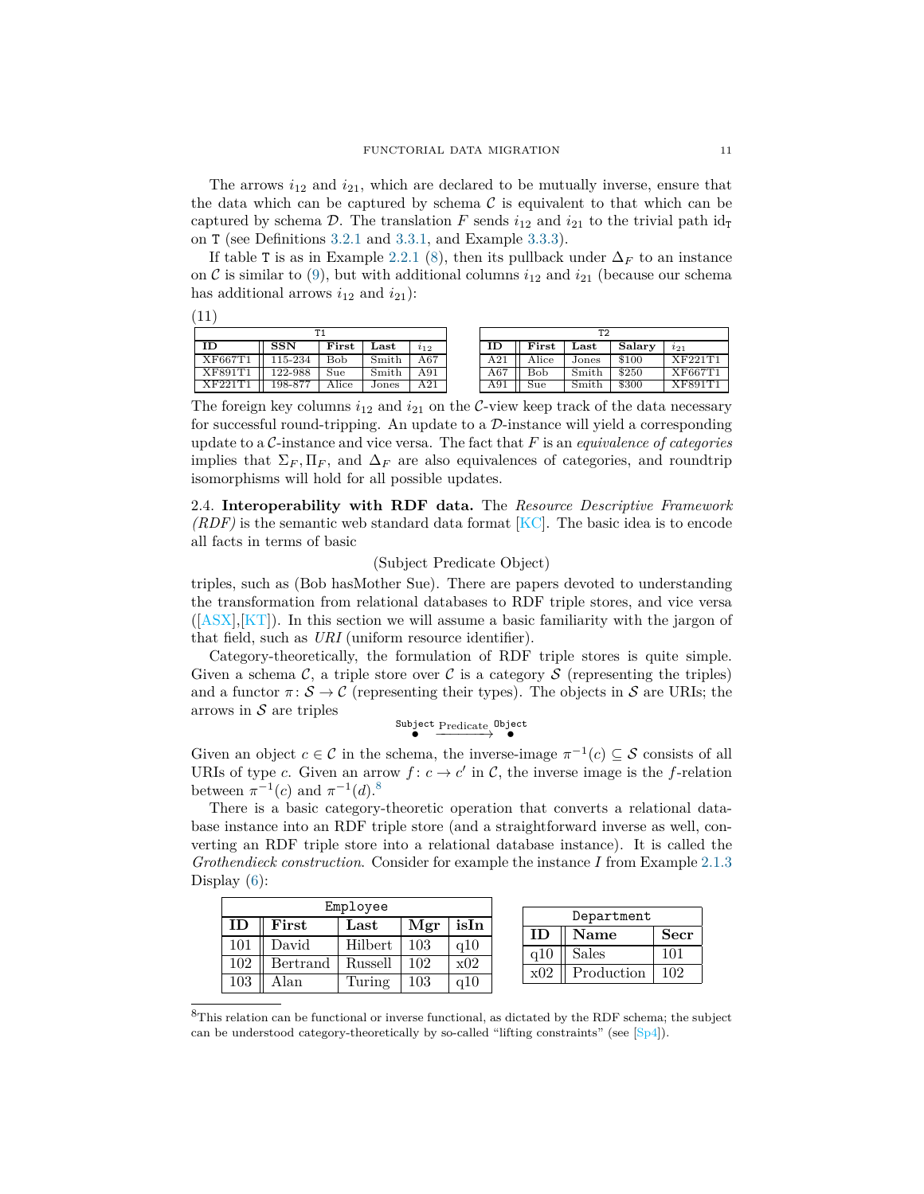The arrows $i_{12}$ and $i_{21}$, which are declared to be mutually inverse, ensure that the data which can be captured by schema $\mathcal{C}$ is equivalent to that which can be captured by schema $\mathcal{D}$. The translation $F$ sends $i_{12}$ and $i_{21}$ to the trivial path $\mathrm{id}_{\mathtt{T}}$ on T (see Definitions 3.2.1 and 3.3.1, and Example 3.3.3).

If table T is as in Example 2.2.1 (8), then its pullback under $\Delta_F$ to an instance on $\mathcal{C}$ is similar to (9), but with additional columns $i_{12}$ and $i_{21}$ (because our schema has additional arrows $i_{12}$ and $i_{21}$):

(11)

| T1 | | | | |
|---|---|---|---|---|
| **ID** | **SSN** | **First** | **Last** | $i_{12}$ |
| XF667T1 | 115-234 | Bob | Smith | A67 |
| XF891T1 | 122-988 | Sue | Smith | A91 |
| XF221T1 | 198-877 | Alice | Jones | A21 |

| T2 | | | | |
|---|---|---|---|---|
| **ID** | **First** | **Last** | **Salary** | $i_{21}$ |
| A21 | Alice | Jones | \$100 | XF221T1 |
| A67 | Bob | Smith | \$250 | XF667T1 |
| A91 | Sue | Smith | \$300 | XF891T1 |

The foreign key columns $i_{12}$ and $i_{21}$ on the $\mathcal{C}$-view keep track of the data necessary for successful round-tripping. An update to a $\mathcal{D}$-instance will yield a corresponding update to a $\mathcal{C}$-instance and vice versa. The fact that $F$ is an *equivalence of categories* implies that $\Sigma_F, \Pi_F$, and $\Delta_F$ are also equivalences of categories, and roundtrip isomorphisms will hold for all possible updates.

2.4. **Interoperability with RDF data.** The *Resource Descriptive Framework (RDF)* is the semantic web standard data format [KC]. The basic idea is to encode all facts in terms of basic

(Subject Predicate Object)

triples, such as (Bob hasMother Sue). There are papers devoted to understanding the transformation from relational databases to RDF triple stores, and vice versa ([ASX],[KT]). In this section we will assume a basic familiarity with the jargon of that field, such as *URI* (uniform resource identifier).

Category-theoretically, the formulation of RDF triple stores is quite simple. Given a schema $\mathcal{C}$, a triple store over $\mathcal{C}$ is a category $\mathcal{S}$ (representing the triples) and a functor $\pi\colon \mathcal{S} \to \mathcal{C}$ (representing their types). The objects in $\mathcal{S}$ are URIs; the arrows in $\mathcal{S}$ are triples

$$\overset{\texttt{Subject}}{\bullet} \xrightarrow{\text{Predicate}} \overset{\texttt{Object}}{\bullet}$$

Given an object $c \in \mathcal{C}$ in the schema, the inverse-image $\pi^{-1}(c) \subseteq \mathcal{S}$ consists of all URIs of type $c$. Given an arrow $f\colon c \to c'$ in $\mathcal{C}$, the inverse image is the $f$-relation between $\pi^{-1}(c)$ and $\pi^{-1}(d)$.[8]

There is a basic category-theoretic operation that converts a relational database instance into an RDF triple store (and a straightforward inverse as well, converting an RDF triple store into a relational database instance). It is called the *Grothendieck construction*. Consider for example the instance $I$ from Example 2.1.3 Display (6):

| Employee | | | | |
|---|---|---|---|---|
| **ID** | **First** | **Last** | **Mgr** | **isIn** |
| 101 | David | Hilbert | 103 | q10 |
| 102 | Bertrand | Russell | 102 | x02 |
| 103 | Alan | Turing | 103 | q10 |

| Department | | |
|---|---|---|
| **ID** | **Name** | **Secr** |
| q10 | Sales | 101 |
| x02 | Production | 102 |

[8] This relation can be functional or inverse functional, as dictated by the RDF schema; the subject can be understood category-theoretically by so-called "lifting constraints" (see [Sp4]).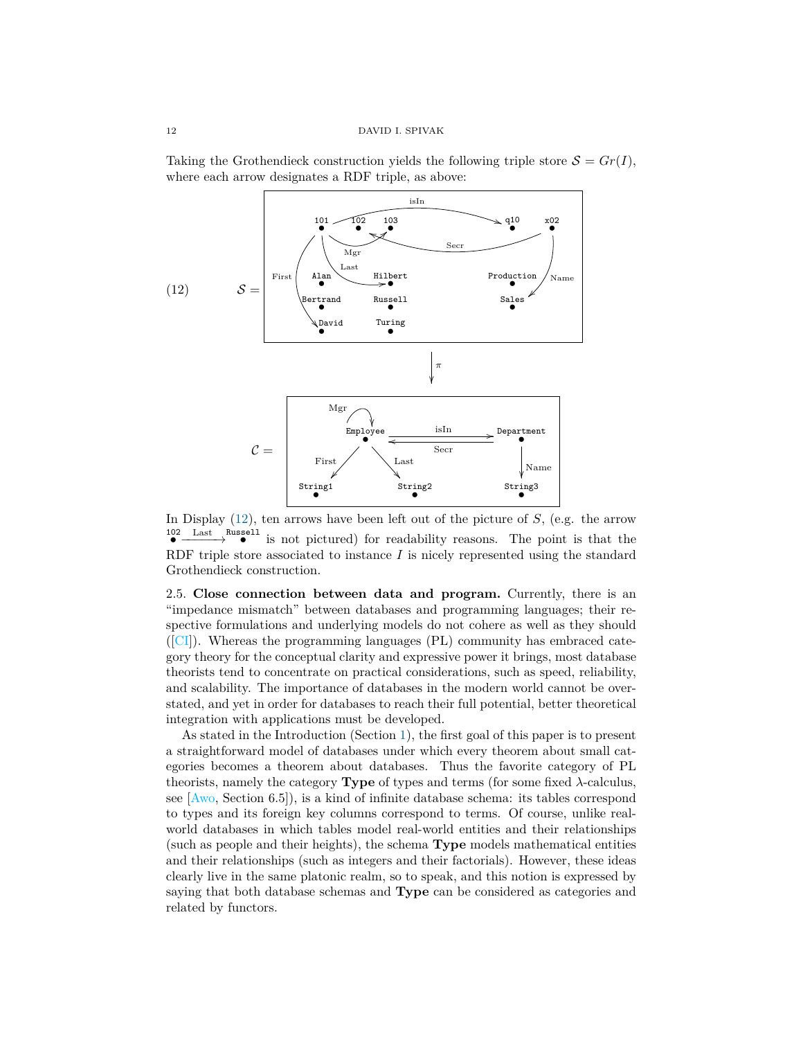Taking the Grothendieck construction yields the following triple store $\mathcal{S} = Gr(I)$, where each arrow designates a RDF triple, as above:

(12)

$$\mathcal{S} = \quad \text{(diagram)}$$

$$\downarrow \pi$$

$$\mathcal{C} = \quad \text{(diagram)}$$

In Display (12), ten arrows have been left out of the picture of $S$, (e.g. the arrow $\overset{\texttt{102}}{\bullet} \xrightarrow{\text{Last}} \overset{\texttt{Russell}}{\bullet}$ is not pictured) for readability reasons. The point is that the RDF triple store associated to instance $I$ is nicely represented using the standard Grothendieck construction.

2.5. **Close connection between data and program.** Currently, there is an "impedance mismatch" between databases and programming languages; their respective formulations and underlying models do not cohere as well as they should ([CI]). Whereas the programming languages (PL) community has embraced category theory for the conceptual clarity and expressive power it brings, most database theorists tend to concentrate on practical considerations, such as speed, reliability, and scalability. The importance of databases in the modern world cannot be overstated, and yet in order for databases to reach their full potential, better theoretical integration with applications must be developed.

As stated in the Introduction (Section 1), the first goal of this paper is to present a straightforward model of databases under which every theorem about small categories becomes a theorem about databases. Thus the favorite category of PL theorists, namely the category **Type** of types and terms (for some fixed $\lambda$-calculus, see [Awo, Section 6.5]), is a kind of infinite database schema: its tables correspond to types and its foreign key columns correspond to terms. Of course, unlike real-world databases in which tables model real-world entities and their relationships (such as people and their heights), the schema **Type** models mathematical entities and their relationships (such as integers and their factorials). However, these ideas clearly live in the same platonic realm, so to speak, and this notion is expressed by saying that both database schemas and **Type** can be considered as categories and related by functors.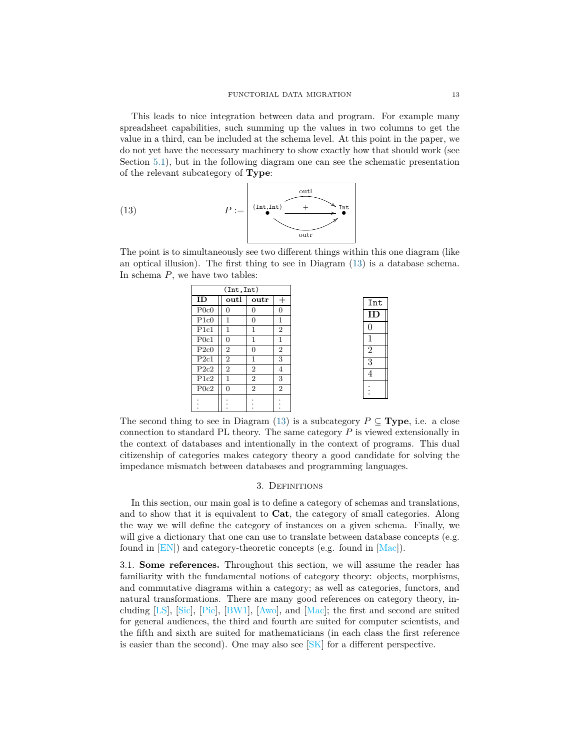This leads to nice integration between data and program. For example many spreadsheet capabilities, such summing up the values in two columns to get the value in a third, can be included at the schema level. At this point in the paper, we do not yet have the necessary machinery to show exactly how that should work (see Section 5.1), but in the following diagram one can see the schematic presentation of the relevant subcategory of **Type**:

$$P := \quad \overset{\texttt{(Int,Int)}}{\bullet} \; \underset{\text{outr}}{\overset{\text{outl}}{\overset{+}{\rightrightarrows}}} \; \overset{\texttt{Int}}{\bullet} \tag{13}$$

The point is to simultaneously see two different things within this one diagram (like an optical illusion). The first thing to see in Diagram (13) is a database schema. In schema $P$, we have two tables:

| (Int,Int) | | | |
|---|---|---|---|
| **ID** | **outl** | **outr** | **+** |
| P0c0 | 0 | 0 | 0 |
| P1c0 | 1 | 0 | 1 |
| P1c1 | 1 | 1 | 2 |
| P0c1 | 0 | 1 | 1 |
| P2c0 | 2 | 0 | 2 |
| P2c1 | 2 | 1 | 3 |
| P2c2 | 2 | 2 | 4 |
| P1c2 | 1 | 2 | 3 |
| P0c2 | 0 | 2 | 2 |
| ⋮ | ⋮ | ⋮ | ⋮ |

| Int |
|---|
| **ID** |
| 0 |
| 1 |
| 2 |
| 3 |
| 4 |
| ⋮ |

The second thing to see in Diagram (13) is a subcategory $P \subseteq$ **Type**, i.e. a close connection to standard PL theory. The same category $P$ is viewed extensionally in the context of databases and intentionally in the context of programs. This dual citizenship of categories makes category theory a good candidate for solving the impedance mismatch between databases and programming languages.

## 3. Definitions

In this section, our main goal is to define a category of schemas and translations, and to show that it is equivalent to **Cat**, the category of small categories. Along the way we will define the category of instances on a given schema. Finally, we will give a dictionary that one can use to translate between database concepts (e.g. found in [EN]) and category-theoretic concepts (e.g. found in [Mac]).

3.1. **Some references.** Throughout this section, we will assume the reader has familiarity with the fundamental notions of category theory: objects, morphisms, and commutative diagrams within a category; as well as categories, functors, and natural transformations. There are many good references on category theory, including [LS], [Sic], [Pie], [BW1], [Awo], and [Mac]; the first and second are suited for general audiences, the third and fourth are suited for computer scientists, and the fifth and sixth are suited for mathematicians (in each class the first reference is easier than the second). One may also see [SK] for a different perspective.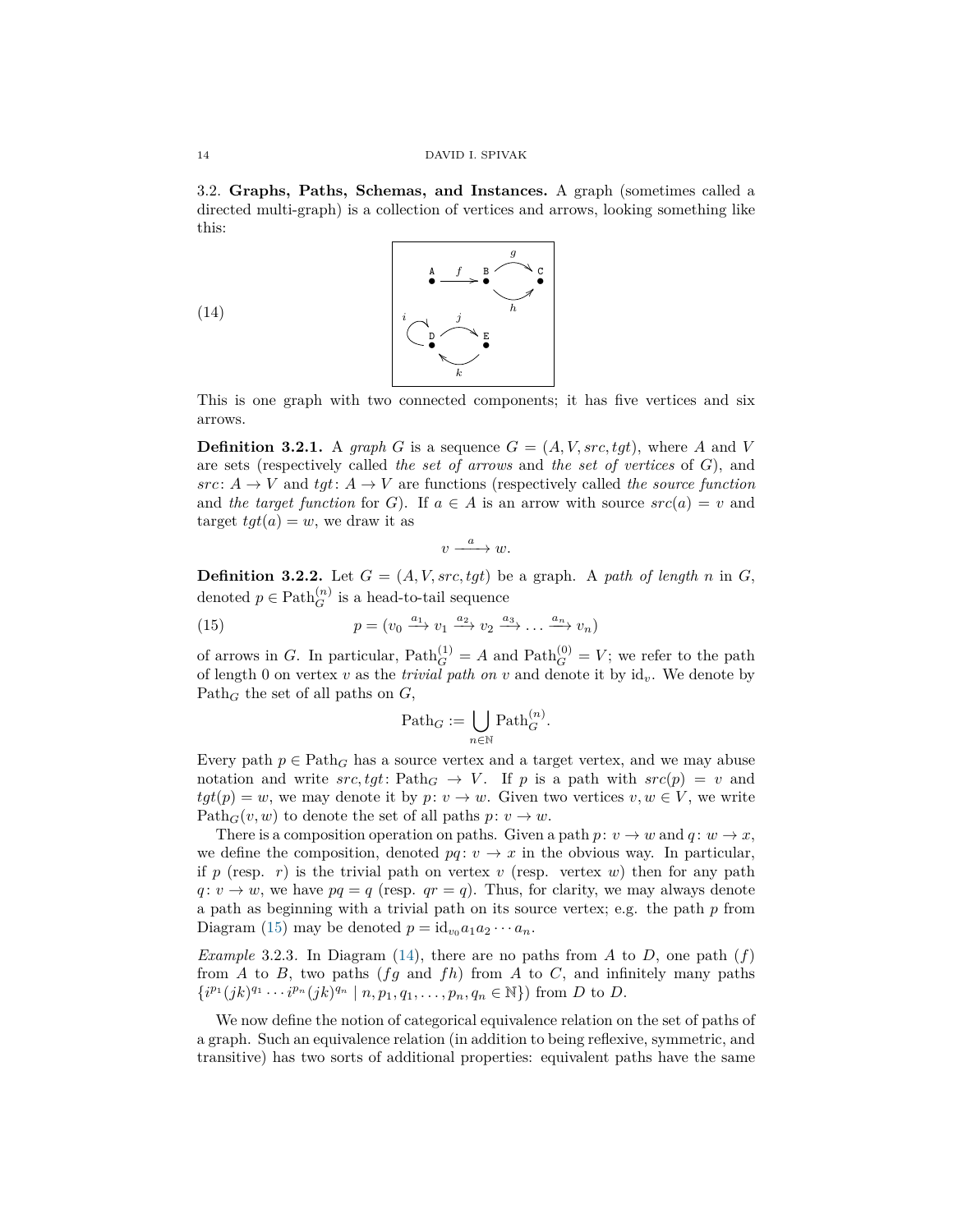3.2. **Graphs, Paths, Schemas, and Instances.** A graph (sometimes called a directed multi-graph) is a collection of vertices and arrows, looking something like this:

(14)

This is one graph with two connected components; it has five vertices and six arrows.

**Definition 3.2.1.** A *graph* $G$ is a sequence $G = (A, V, src, tgt)$, where $A$ and $V$ are sets (respectively called *the set of arrows* and *the set of vertices* of $G$), and $src\colon A \to V$ and $tgt\colon A \to V$ are functions (respectively called *the source function* and *the target function* for $G$). If $a \in A$ is an arrow with source $src(a) = v$ and target $tgt(a) = w$, we draw it as

$$v \xrightarrow{a} w.$$

**Definition 3.2.2.** Let $G = (A, V, src, tgt)$ be a graph. A *path of length* $n$ in $G$, denoted $p \in \mathrm{Path}_G^{(n)}$ is a head-to-tail sequence

$$p = (v_0 \xrightarrow{a_1} v_1 \xrightarrow{a_2} v_2 \xrightarrow{a_3} \ldots \xrightarrow{a_n} v_n) \tag{15}$$

of arrows in $G$. In particular, $\mathrm{Path}_G^{(1)} = A$ and $\mathrm{Path}_G^{(0)} = V$; we refer to the path of length 0 on vertex $v$ as the *trivial path on* $v$ and denote it by $\mathrm{id}_v$. We denote by $\mathrm{Path}_G$ the set of all paths on $G$,

$$\mathrm{Path}_G := \bigcup_{n \in \mathbb{N}} \mathrm{Path}_G^{(n)}.$$

Every path $p \in \mathrm{Path}_G$ has a source vertex and a target vertex, and we may abuse notation and write $src, tgt\colon \mathrm{Path}_G \to V$. If $p$ is a path with $src(p) = v$ and $tgt(p) = w$, we may denote it by $p\colon v \to w$. Given two vertices $v, w \in V$, we write $\mathrm{Path}_G(v, w)$ to denote the set of all paths $p\colon v \to w$.

There is a composition operation on paths. Given a path $p\colon v \to w$ and $q\colon w \to x$, we define the composition, denoted $pq\colon v \to x$ in the obvious way. In particular, if $p$ (resp. $r$) is the trivial path on vertex $v$ (resp. vertex $w$) then for any path $q\colon v \to w$, we have $pq = q$ (resp. $qr = q$). Thus, for clarity, we may always denote a path as beginning with a trivial path on its source vertex; e.g. the path $p$ from Diagram (15) may be denoted $p = \mathrm{id}_{v_0} a_1 a_2 \cdots a_n$.

*Example* 3.2.3. In Diagram (14), there are no paths from $A$ to $D$, one path ($f$) from $A$ to $B$, two paths ($fg$ and $fh$) from $A$ to $C$, and infinitely many paths $\{i^{p_1}(jk)^{q_1} \cdots i^{p_n}(jk)^{q_n} \mid n, p_1, q_1, \ldots, p_n, q_n \in \mathbb{N}\}$) from $D$ to $D$.

We now define the notion of categorical equivalence relation on the set of paths of a graph. Such an equivalence relation (in addition to being reflexive, symmetric, and transitive) has two sorts of additional properties: equivalent paths have the same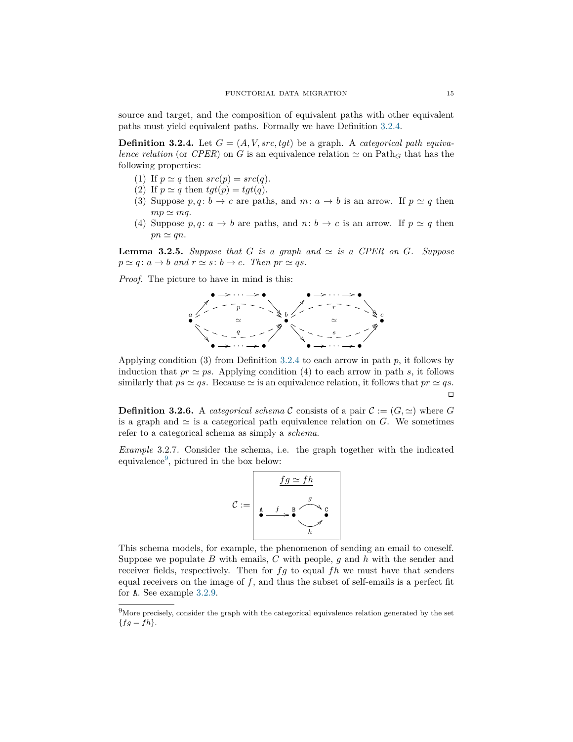source and target, and the composition of equivalent paths with other equivalent paths must yield equivalent paths. Formally we have Definition 3.2.4.

**Definition 3.2.4.** Let $G = (A, V, src, tgt)$ be a graph. A *categorical path equivalence relation* (or *CPER*) on $G$ is an equivalence relation $\simeq$ on $\text{Path}_G$ that has the following properties:

1. If $p \simeq q$ then $src(p) = src(q)$.
2. If $p \simeq q$ then $tgt(p) = tgt(q)$.
3. Suppose $p, q\colon b \to c$ are paths, and $m\colon a \to b$ is an arrow. If $p \simeq q$ then $mp \simeq mq$.
4. Suppose $p, q\colon a \to b$ are paths, and $n\colon b \to c$ is an arrow. If $p \simeq q$ then $pn \simeq qn$.

**Lemma 3.2.5.** *Suppose that $G$ is a graph and $\simeq$ is a CPER on $G$. Suppose $p \simeq q\colon a \to b$ and $r \simeq s\colon b \to c$. Then $pr \simeq qs$.*

*Proof.* The picture to have in mind is this:

Applying condition (3) from Definition 3.2.4 to each arrow in path $p$, it follows by induction that $pr \simeq ps$. Applying condition (4) to each arrow in path $s$, it follows similarly that $ps \simeq qs$. Because $\simeq$ is an equivalence relation, it follows that $pr \simeq qs$. □

**Definition 3.2.6.** A *categorical schema* $\mathcal{C}$ consists of a pair $\mathcal{C} := (G, \simeq)$ where $G$ is a graph and $\simeq$ is a categorical path equivalence relation on $G$. We sometimes refer to a categorical schema as simply a *schema*.

*Example* 3.2.7. Consider the schema, i.e. the graph together with the indicated equivalence[9], pictured in the box below:

$$\mathcal{C} := \boxed{\begin{array}{c} \underline{fg \simeq fh} \\ \texttt{A} \xrightarrow{f} \texttt{B} \overset{g}{\underset{h}{\rightrightarrows}} \texttt{C} \end{array}}$$

This schema models, for example, the phenomenon of sending an email to oneself. Suppose we populate $B$ with emails, $C$ with people, $g$ and $h$ with the sender and receiver fields, respectively. Then for $fg$ to equal $fh$ we must have that senders equal receivers on the image of $f$, and thus the subset of self-emails is a perfect fit for A. See example 3.2.9.

[9]More precisely, consider the graph with the categorical equivalence relation generated by the set $\{fg = fh\}$.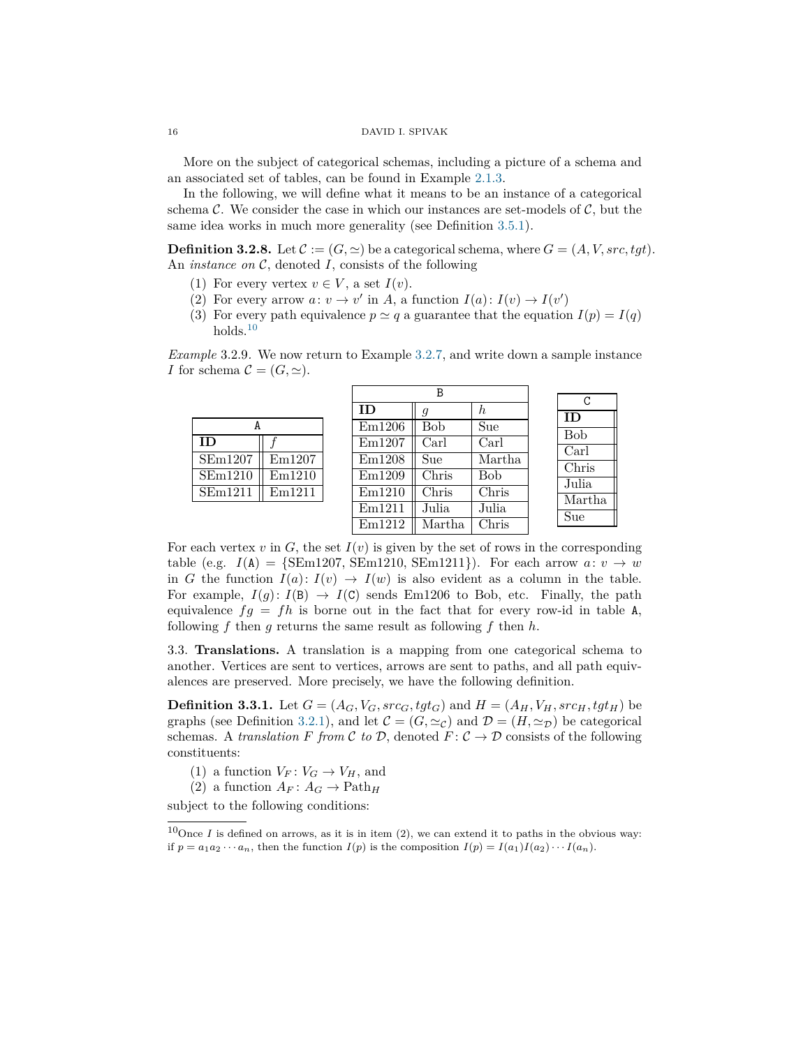More on the subject of categorical schemas, including a picture of a schema and an associated set of tables, can be found in Example 2.1.3.

In the following, we will define what it means to be an instance of a categorical schema $\mathcal{C}$. We consider the case in which our instances are set-models of $\mathcal{C}$, but the same idea works in much more generality (see Definition 3.5.1).

**Definition 3.2.8.** Let $\mathcal{C} := (G, \simeq)$ be a categorical schema, where $G = (A, V, src, tgt)$. An *instance on* $\mathcal{C}$, denoted $I$, consists of the following

1. For every vertex $v \in V$, a set $I(v)$.
2. For every arrow $a\colon v \to v'$ in $A$, a function $I(a)\colon I(v) \to I(v')$
3. For every path equivalence $p \simeq q$ a guarantee that the equation $I(p) = I(q)$ holds.[10]

*Example* 3.2.9. We now return to Example 3.2.7, and write down a sample instance $I$ for schema $\mathcal{C} = (G, \simeq)$.

A

| **ID** | $f$ |
|---|---|
| SEm1207 | Em1207 |
| SEm1210 | Em1210 |
| SEm1211 | Em1211 |

B

| **ID** | $g$ | $h$ |
|---|---|---|
| Em1206 | Bob | Sue |
| Em1207 | Carl | Carl |
| Em1208 | Sue | Martha |
| Em1209 | Chris | Bob |
| Em1210 | Chris | Chris |
| Em1211 | Julia | Julia |
| Em1212 | Martha | Chris |

C

| **ID** |
|---|
| Bob |
| Carl |
| Chris |
| Julia |
| Martha |
| Sue |

For each vertex $v$ in $G$, the set $I(v)$ is given by the set of rows in the corresponding table (e.g. $I(\texttt{A}) = \{\text{SEm1207, SEm1210, SEm1211}\}$). For each arrow $a\colon v \to w$ in $G$ the function $I(a)\colon I(v) \to I(w)$ is also evident as a column in the table. For example, $I(g)\colon I(\texttt{B}) \to I(\texttt{C})$ sends Em1206 to Bob, etc. Finally, the path equivalence $fg = fh$ is borne out in the fact that for every row-id in table A, following $f$ then $g$ returns the same result as following $f$ then $h$.

## 3.3. **Translations.**

A translation is a mapping from one categorical schema to another. Vertices are sent to vertices, arrows are sent to paths, and all path equivalences are preserved. More precisely, we have the following definition.

**Definition 3.3.1.** Let $G = (A_G, V_G, src_G, tgt_G)$ and $H = (A_H, V_H, src_H, tgt_H)$ be graphs (see Definition 3.2.1), and let $\mathcal{C} = (G, \simeq_{\mathcal{C}})$ and $\mathcal{D} = (H, \simeq_{\mathcal{D}})$ be categorical schemas. A *translation $F$ from $\mathcal{C}$ to $\mathcal{D}$*, denoted $F\colon \mathcal{C} \to \mathcal{D}$ consists of the following constituents:

1. a function $V_F\colon V_G \to V_H$, and
2. a function $A_F\colon A_G \to \text{Path}_H$

subject to the following conditions:

[10] Once $I$ is defined on arrows, as it is in item (2), we can extend it to paths in the obvious way: if $p = a_1 a_2 \cdots a_n$, then the function $I(p)$ is the composition $I(p) = I(a_1)I(a_2)\cdots I(a_n)$.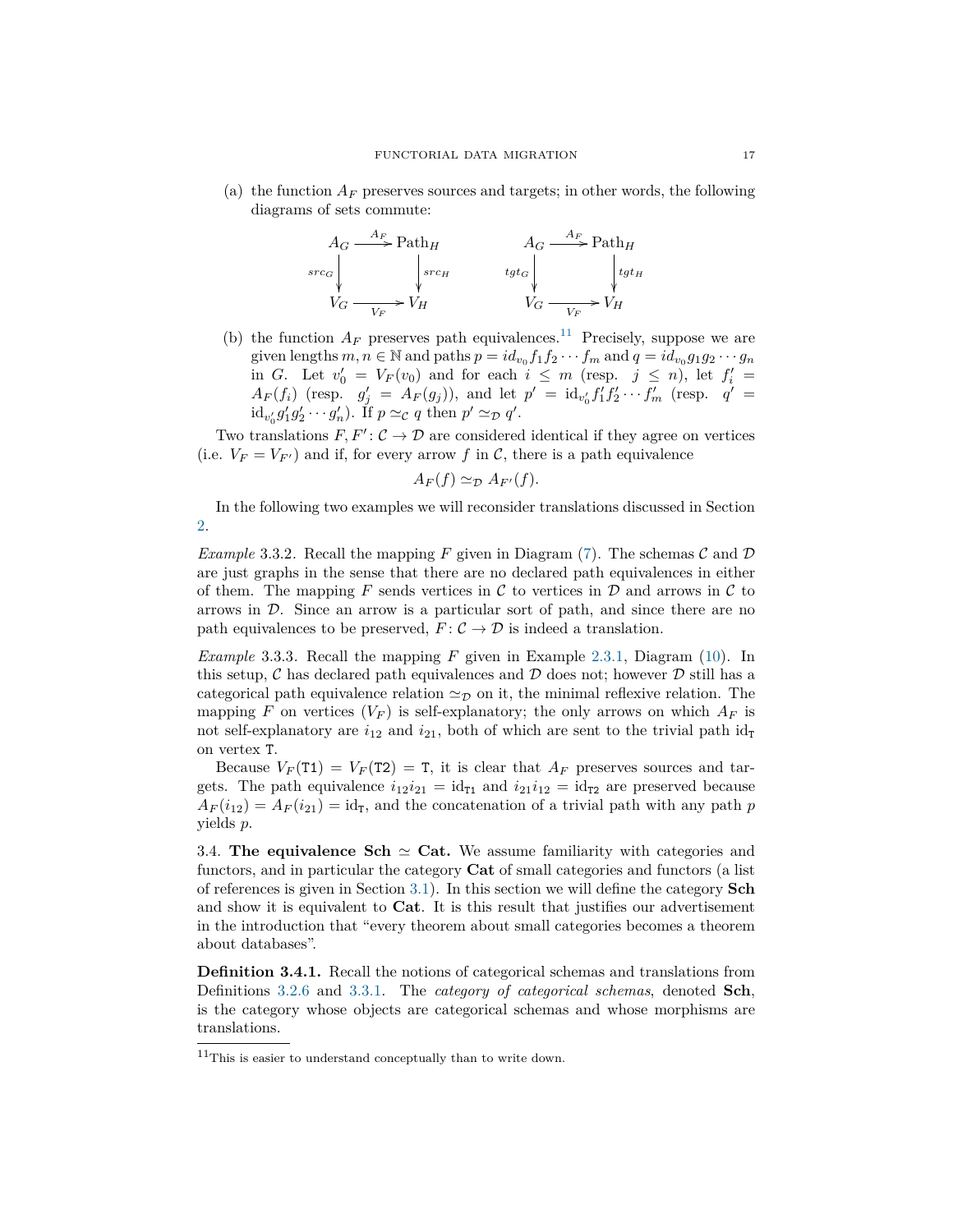(a) the function $A_F$ preserves sources and targets; in other words, the following diagrams of sets commute:

$$
\begin{array}{ccc}
A_G & \xrightarrow{A_F} & \text{Path}_H \\
{\scriptstyle src_G}\downarrow & & \downarrow{\scriptstyle src_H} \\
V_G & \xrightarrow[V_F]{} & V_H
\end{array}
\qquad\qquad
\begin{array}{ccc}
A_G & \xrightarrow{A_F} & \text{Path}_H \\
{\scriptstyle tgt_G}\downarrow & & \downarrow{\scriptstyle tgt_H} \\
V_G & \xrightarrow[V_F]{} & V_H
\end{array}
$$

(b) the function $A_F$ preserves path equivalences.[11] Precisely, suppose we are given lengths $m, n \in \mathbb{N}$ and paths $p = id_{v_0} f_1 f_2 \cdots f_m$ and $q = id_{v_0} g_1 g_2 \cdots g_n$ in $G$. Let $v_0' = V_F(v_0)$ and for each $i \leq m$ (resp. $j \leq n$), let $f_i' = A_F(f_i)$ (resp. $g_j' = A_F(g_j)$), and let $p' = \text{id}_{v_0'} f_1' f_2' \cdots f_m'$ (resp. $q' = \text{id}_{v_0'} g_1' g_2' \cdots g_n'$). If $p \simeq_{\mathcal{C}} q$ then $p' \simeq_{\mathcal{D}} q'$.

Two translations $F, F' \colon \mathcal{C} \to \mathcal{D}$ are considered identical if they agree on vertices (i.e. $V_F = V_{F'}$) and if, for every arrow $f$ in $\mathcal{C}$, there is a path equivalence

$$A_F(f) \simeq_{\mathcal{D}} A_{F'}(f).$$

In the following two examples we will reconsider translations discussed in Section 2.

*Example* 3.3.2. Recall the mapping $F$ given in Diagram (7). The schemas $\mathcal{C}$ and $\mathcal{D}$ are just graphs in the sense that there are no declared path equivalences in either of them. The mapping $F$ sends vertices in $\mathcal{C}$ to vertices in $\mathcal{D}$ and arrows in $\mathcal{C}$ to arrows in $\mathcal{D}$. Since an arrow is a particular sort of path, and since there are no path equivalences to be preserved, $F \colon \mathcal{C} \to \mathcal{D}$ is indeed a translation.

*Example* 3.3.3. Recall the mapping $F$ given in Example 2.3.1, Diagram (10). In this setup, $\mathcal{C}$ has declared path equivalences and $\mathcal{D}$ does not; however $\mathcal{D}$ still has a categorical path equivalence relation $\simeq_{\mathcal{D}}$ on it, the minimal reflexive relation. The mapping $F$ on vertices ($V_F$) is self-explanatory; the only arrows on which $A_F$ is not self-explanatory are $i_{12}$ and $i_{21}$, both of which are sent to the trivial path $\text{id}_{\texttt{T}}$ on vertex `T`.

Because $V_F(\texttt{T1}) = V_F(\texttt{T2}) = \texttt{T}$, it is clear that $A_F$ preserves sources and targets. The path equivalence $i_{12} i_{21} = \text{id}_{\texttt{T1}}$ and $i_{21} i_{12} = \text{id}_{\texttt{T2}}$ are preserved because $A_F(i_{12}) = A_F(i_{21}) = \text{id}_{\texttt{T}}$, and the concatenation of a trivial path with any path $p$ yields $p$.

3.4. **The equivalence Sch $\simeq$ Cat.** We assume familiarity with categories and functors, and in particular the category **Cat** of small categories and functors (a list of references is given in Section 3.1). In this section we will define the category **Sch** and show it is equivalent to **Cat**. It is this result that justifies our advertisement in the introduction that "every theorem about small categories becomes a theorem about databases".

**Definition 3.4.1.** Recall the notions of categorical schemas and translations from Definitions 3.2.6 and 3.3.1. The *category of categorical schemas*, denoted **Sch**, is the category whose objects are categorical schemas and whose morphisms are translations.

[11] This is easier to understand conceptually than to write down.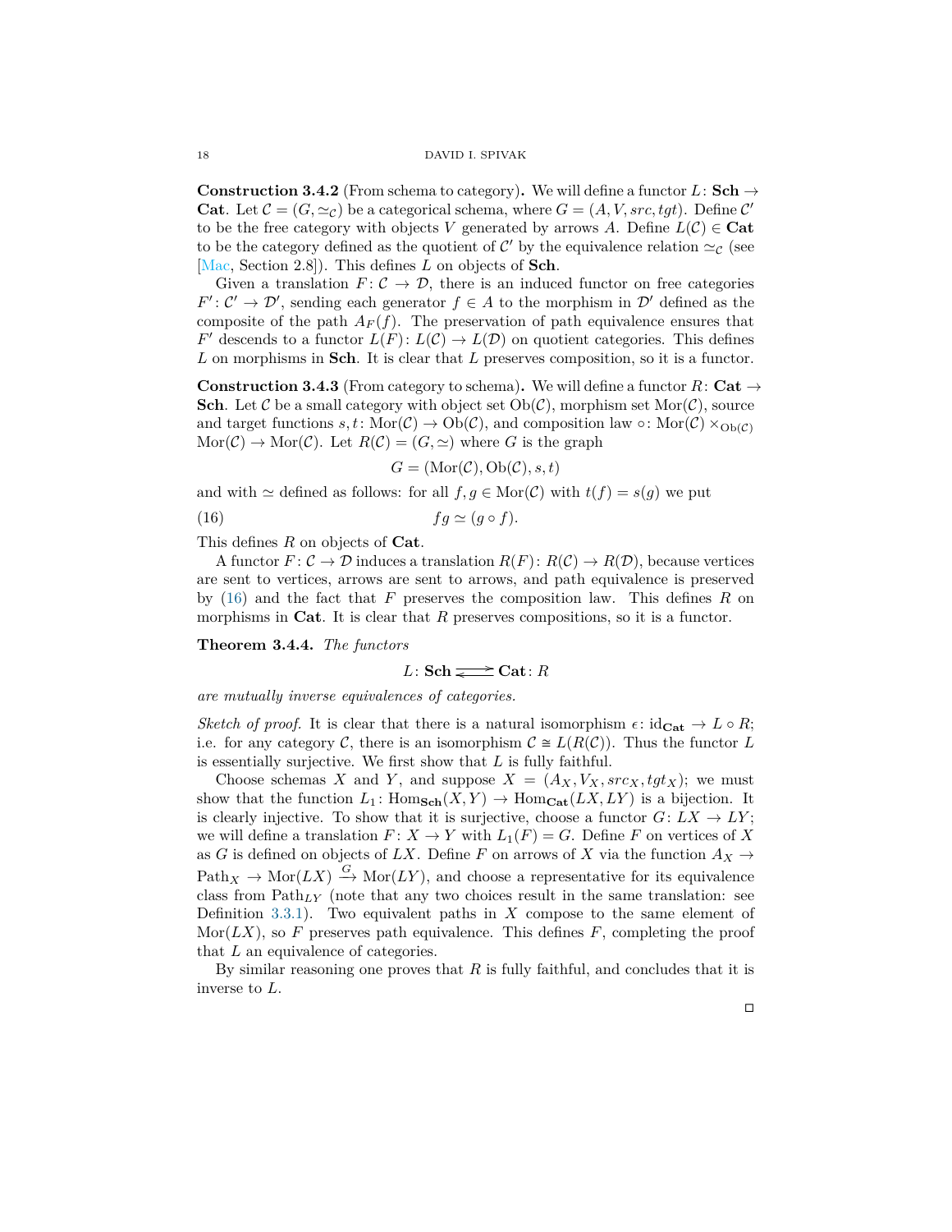**Construction 3.4.2** (From schema to category)**.** We will define a functor $L\colon \mathbf{Sch} \to \mathbf{Cat}$. Let $\mathcal{C} = (G, \simeq_{\mathcal{C}})$ be a categorical schema, where $G = (A, V, src, tgt)$. Define $\mathcal{C}'$ to be the free category with objects $V$ generated by arrows $A$. Define $L(\mathcal{C}) \in \mathbf{Cat}$ to be the category defined as the quotient of $\mathcal{C}'$ by the equivalence relation $\simeq_{\mathcal{C}}$ (see [Mac, Section 2.8]). This defines $L$ on objects of $\mathbf{Sch}$.

Given a translation $F\colon \mathcal{C} \to \mathcal{D}$, there is an induced functor on free categories $F'\colon \mathcal{C}' \to \mathcal{D}'$, sending each generator $f \in A$ to the morphism in $\mathcal{D}'$ defined as the composite of the path $A_F(f)$. The preservation of path equivalence ensures that $F'$ descends to a functor $L(F)\colon L(\mathcal{C}) \to L(\mathcal{D})$ on quotient categories. This defines $L$ on morphisms in $\mathbf{Sch}$. It is clear that $L$ preserves composition, so it is a functor.

**Construction 3.4.3** (From category to schema)**.** We will define a functor $R\colon \mathbf{Cat} \to \mathbf{Sch}$. Let $\mathcal{C}$ be a small category with object set $\mathrm{Ob}(\mathcal{C})$, morphism set $\mathrm{Mor}(\mathcal{C})$, source and target functions $s, t\colon \mathrm{Mor}(\mathcal{C}) \to \mathrm{Ob}(\mathcal{C})$, and composition law $\circ\colon \mathrm{Mor}(\mathcal{C}) \times_{\mathrm{Ob}(\mathcal{C})} \mathrm{Mor}(\mathcal{C}) \to \mathrm{Mor}(\mathcal{C})$. Let $R(\mathcal{C}) = (G, \simeq)$ where $G$ is the graph

$$G = (\mathrm{Mor}(\mathcal{C}), \mathrm{Ob}(\mathcal{C}), s, t)$$

and with $\simeq$ defined as follows: for all $f, g \in \mathrm{Mor}(\mathcal{C})$ with $t(f) = s(g)$ we put

$$fg \simeq (g \circ f). \tag{16}$$

This defines $R$ on objects of $\mathbf{Cat}$.

A functor $F\colon \mathcal{C} \to \mathcal{D}$ induces a translation $R(F)\colon R(\mathcal{C}) \to R(\mathcal{D})$, because vertices are sent to vertices, arrows are sent to arrows, and path equivalence is preserved by (16) and the fact that $F$ preserves the composition law. This defines $R$ on morphisms in $\mathbf{Cat}$. It is clear that $R$ preserves compositions, so it is a functor.

**Theorem 3.4.4.** *The functors*

$$L\colon \mathbf{Sch} \rightleftarrows \mathbf{Cat}\colon R$$

*are mutually inverse equivalences of categories.*

*Sketch of proof.* It is clear that there is a natural isomorphism $\epsilon\colon \mathrm{id}_{\mathbf{Cat}} \to L \circ R$; i.e. for any category $\mathcal{C}$, there is an isomorphism $\mathcal{C} \cong L(R(\mathcal{C}))$. Thus the functor $L$ is essentially surjective. We first show that $L$ is fully faithful.

Choose schemas $X$ and $Y$, and suppose $X = (A_X, V_X, src_X, tgt_X)$; we must show that the function $L_1\colon \mathrm{Hom}_{\mathbf{Sch}}(X, Y) \to \mathrm{Hom}_{\mathbf{Cat}}(LX, LY)$ is a bijection. It is clearly injective. To show that it is surjective, choose a functor $G\colon LX \to LY$; we will define a translation $F\colon X \to Y$ with $L_1(F) = G$. Define $F$ on vertices of $X$ as $G$ is defined on objects of $LX$. Define $F$ on arrows of $X$ via the function $A_X \to \mathrm{Path}_X \to \mathrm{Mor}(LX) \xrightarrow{G} \mathrm{Mor}(LY)$, and choose a representative for its equivalence class from $\mathrm{Path}_{LY}$ (note that any two choices result in the same translation: see Definition 3.3.1). Two equivalent paths in $X$ compose to the same element of $\mathrm{Mor}(LX)$, so $F$ preserves path equivalence. This defines $F$, completing the proof that $L$ an equivalence of categories.

By similar reasoning one proves that $R$ is fully faithful, and concludes that it is inverse to $L$. ◻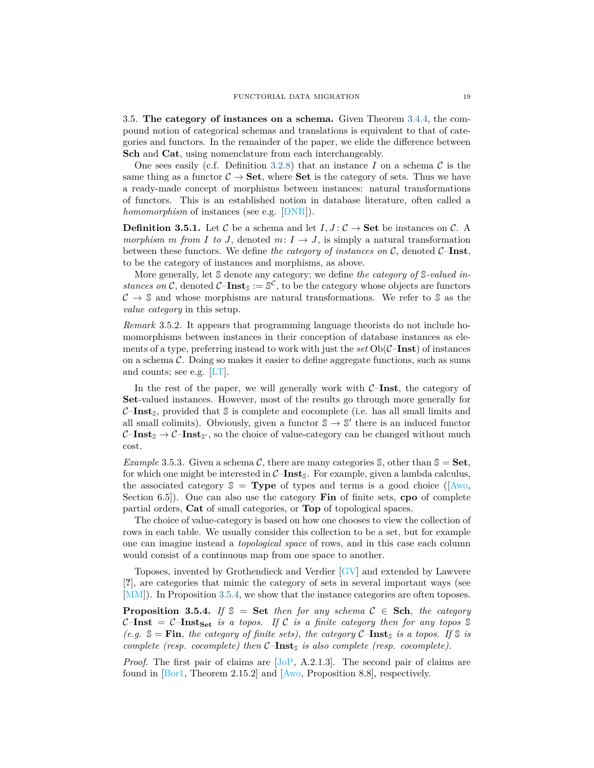### 3.5. **The category of instances on a schema.**

Given Theorem 3.4.4, the compound notion of categorical schemas and translations is equivalent to that of categories and functors. In the remainder of the paper, we elide the difference between **Sch** and **Cat**, using nomenclature from each interchangeably.

One sees easily (c.f. Definition 3.2.8) that an instance $I$ on a schema $\mathcal{C}$ is the same thing as a functor $\mathcal{C} \to \mathbf{Set}$, where **Set** is the category of sets. Thus we have a ready-made concept of morphisms between instances: natural transformations of functors. This is an established notion in database literature, often called a *homomorphism* of instances (see e.g. [DNR]).

**Definition 3.5.1.** Let $\mathcal{C}$ be a schema and let $I, J\colon \mathcal{C} \to \mathbf{Set}$ be instances on $\mathcal{C}$. A *morphism $m$ from $I$ to $J$*, denoted $m\colon I \to J$, is simply a natural transformation between these functors. We define *the category of instances on* $\mathcal{C}$, denoted $\mathcal{C}\text{–}\mathbf{Inst}$, to be the category of instances and morphisms, as above.

More generally, let $\mathbb{S}$ denote any category; we define *the category of $\mathbb{S}$-valued instances on* $\mathcal{C}$, denoted $\mathcal{C}\text{–}\mathbf{Inst}_{\mathbb{S}} := \mathbb{S}^{\mathcal{C}}$, to be the category whose objects are functors $\mathcal{C} \to \mathbb{S}$ and whose morphisms are natural transformations. We refer to $\mathbb{S}$ as the *value category* in this setup.

*Remark* 3.5.2. It appears that programming language theorists do not include homomorphisms between instances in their conception of database instances as elements of a type, preferring instead to work with just the *set* $\mathrm{Ob}(\mathcal{C}\text{–}\mathbf{Inst})$ of instances on a schema $\mathcal{C}$. Doing so makes it easier to define aggregate functions, such as sums and counts; see e.g. [LT].

In the rest of the paper, we will generally work with $\mathcal{C}\text{–}\mathbf{Inst}$, the category of **Set**-valued instances. However, most of the results go through more generally for $\mathcal{C}\text{–}\mathbf{Inst}_{\mathbb{S}}$, provided that $\mathbb{S}$ is complete and cocomplete (i.e. has all small limits and all small colimits). Obviously, given a functor $\mathbb{S} \to \mathbb{S}'$ there is an induced functor $\mathcal{C}\text{–}\mathbf{Inst}_{\mathbb{S}} \to \mathcal{C}\text{–}\mathbf{Inst}_{\mathbb{S}'}$, so the choice of value-category can be changed without much cost.

*Example* 3.5.3. Given a schema $\mathcal{C}$, there are many categories $\mathbb{S}$, other than $\mathbb{S} = \mathbf{Set}$, for which one might be interested in $\mathcal{C}\text{–}\mathbf{Inst}_{\mathbb{S}}$. For example, given a lambda calculus, the associated category $\mathbb{S} = \mathbf{Type}$ of types and terms is a good choice ([Awo, Section 6.5]). One can also use the category **Fin** of finite sets, **cpo** of complete partial orders, **Cat** of small categories, or **Top** of topological spaces.

The choice of value-category is based on how one chooses to view the collection of rows in each table. We usually consider this collection to be a set, but for example one can imagine instead a *topological space* of rows, and in this case each column would consist of a continuous map from one space to another.

Toposes, invented by Grothendieck and Verdier [GV] and extended by Lawvere [**?**], are categories that mimic the category of sets in several important ways (see [MM]). In Proposition 3.5.4, we show that the instance categories are often toposes.

**Proposition 3.5.4.** *If $\mathbb{S} = \mathbf{Set}$ then for any schema $\mathcal{C} \in \mathbf{Sch}$, the category $\mathcal{C}\text{–}\mathbf{Inst} = \mathcal{C}\text{–}\mathbf{Inst}_{\mathbf{Set}}$ is a topos. If $\mathcal{C}$ is a finite category then for any topos $\mathbb{S}$ (e.g. $\mathbb{S} = \mathbf{Fin}$, the category of finite sets), the category $\mathcal{C}\text{–}\mathbf{Inst}_{\mathbb{S}}$ is a topos. If $\mathbb{S}$ is complete (resp. cocomplete) then $\mathcal{C}\text{–}\mathbf{Inst}_{\mathbb{S}}$ is also complete (resp. cocomplete).*

*Proof.* The first pair of claims are [JoP, A.2.1.3]. The second pair of claims are found in [Bor1, Theorem 2.15.2] and [Awo, Proposition 8.8], respectively.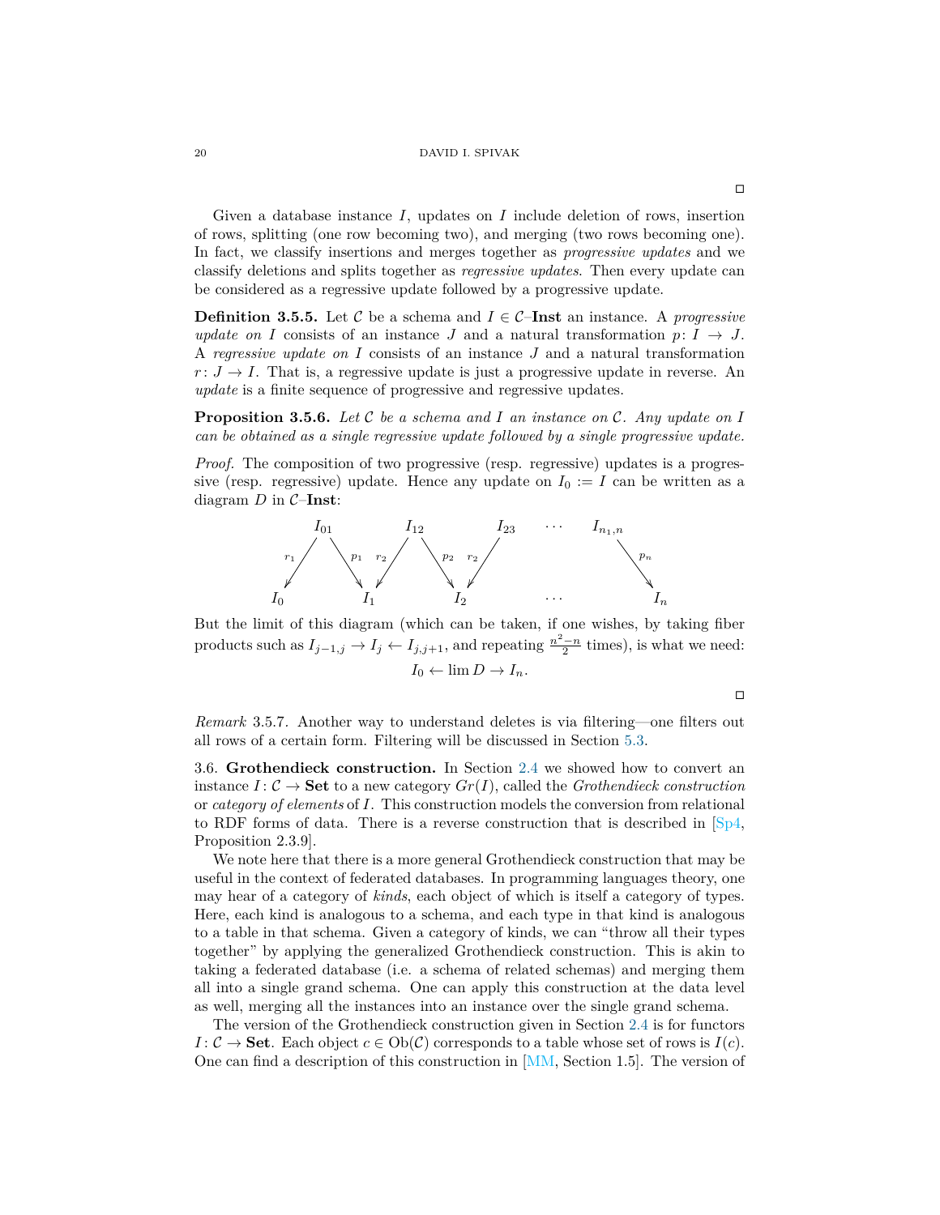□

Given a database instance $I$, updates on $I$ include deletion of rows, insertion of rows, splitting (one row becoming two), and merging (two rows becoming one). In fact, we classify insertions and merges together as *progressive updates* and we classify deletions and splits together as *regressive updates*. Then every update can be considered as a regressive update followed by a progressive update.

**Definition 3.5.5.** Let $\mathcal{C}$ be a schema and $I \in \mathcal{C}$–**Inst** an instance. A *progressive update on* $I$ consists of an instance $J$ and a natural transformation $p\colon I \to J$. A *regressive update on* $I$ consists of an instance $J$ and a natural transformation $r\colon J \to I$. That is, a regressive update is just a progressive update in reverse. An *update* is a finite sequence of progressive and regressive updates.

**Proposition 3.5.6.** *Let $\mathcal{C}$ be a schema and $I$ an instance on $\mathcal{C}$. Any update on $I$ can be obtained as a single regressive update followed by a single progressive update.*

*Proof.* The composition of two progressive (resp. regressive) updates is a progressive (resp. regressive) update. Hence any update on $I_0 := I$ can be written as a diagram $D$ in $\mathcal{C}$–**Inst**:

$$
\begin{array}{ccccccccccc}
 & I_{01} & & I_{12} & & I_{23} & \cdots & I_{n_1,n} & \\
{\scriptstyle r_1}\swarrow & & \searrow{\scriptstyle p_1}\ {\scriptstyle r_2}\swarrow & & \searrow{\scriptstyle p_2}\ {\scriptstyle r_2}\swarrow & & & & \searrow{\scriptstyle p_n} \\
I_0 & & I_1 & & I_2 & & \cdots & & I_n
\end{array}
$$

But the limit of this diagram (which can be taken, if one wishes, by taking fiber products such as $I_{j-1,j} \to I_j \leftarrow I_{j,j+1}$, and repeating $\frac{n^2-n}{2}$ times), is what we need:

$$I_0 \leftarrow \lim D \to I_n.$$

□

*Remark* 3.5.7. Another way to understand deletes is via filtering—one filters out all rows of a certain form. Filtering will be discussed in Section 5.3.

3.6. **Grothendieck construction.** In Section 2.4 we showed how to convert an instance $I\colon \mathcal{C} \to$ **Set** to a new category $Gr(I)$, called the *Grothendieck construction* or *category of elements* of $I$. This construction models the conversion from relational to RDF forms of data. There is a reverse construction that is described in [Sp4, Proposition 2.3.9].

We note here that there is a more general Grothendieck construction that may be useful in the context of federated databases. In programming languages theory, one may hear of a category of *kinds*, each object of which is itself a category of types. Here, each kind is analogous to a schema, and each type in that kind is analogous to a table in that schema. Given a category of kinds, we can "throw all their types together" by applying the generalized Grothendieck construction. This is akin to taking a federated database (i.e. a schema of related schemas) and merging them all into a single grand schema. One can apply this construction at the data level as well, merging all the instances into an instance over the single grand schema.

The version of the Grothendieck construction given in Section 2.4 is for functors $I\colon \mathcal{C} \to$ **Set**. Each object $c \in \mathrm{Ob}(\mathcal{C})$ corresponds to a table whose set of rows is $I(c)$. One can find a description of this construction in [MM, Section 1.5]. The version of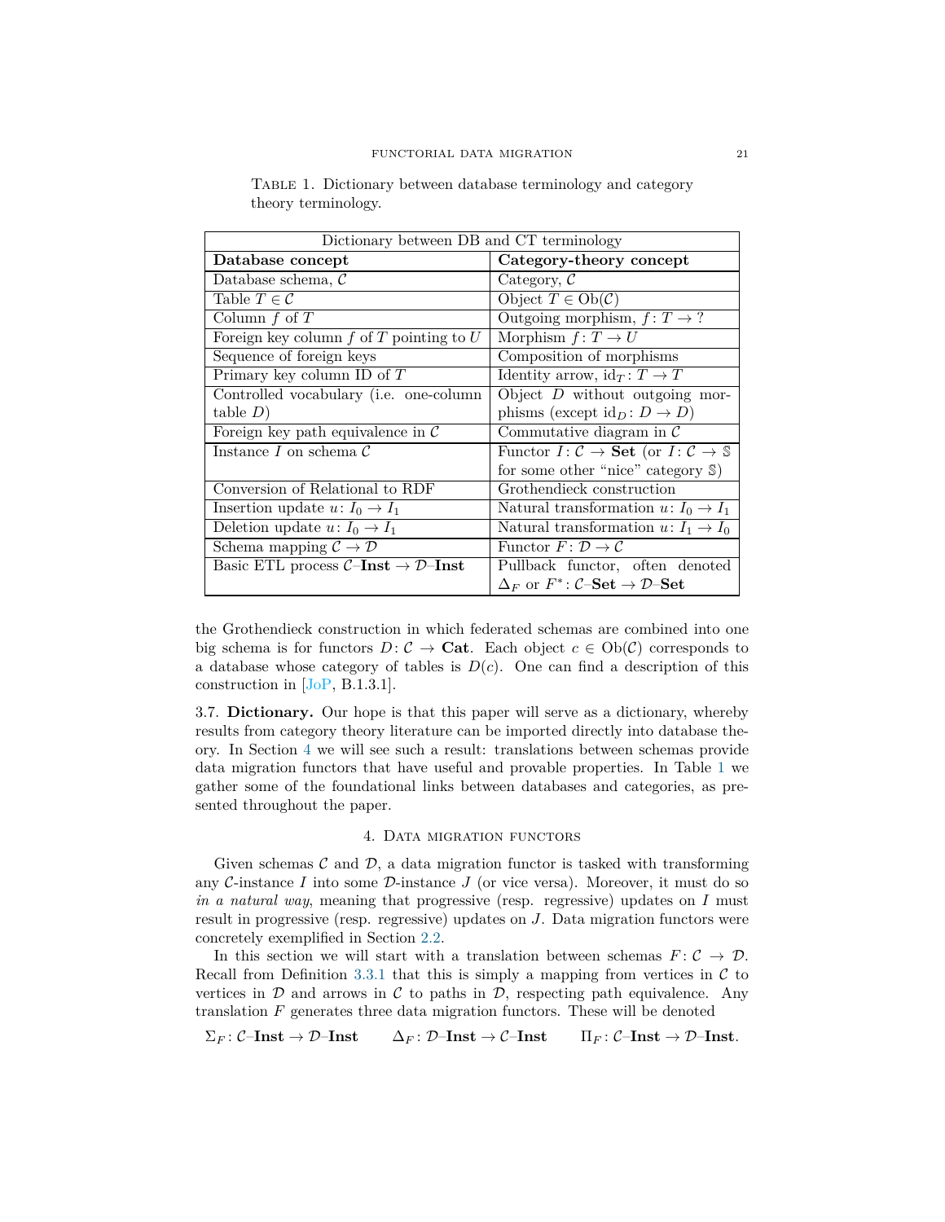Table 1. Dictionary between database terminology and category theory terminology.

| Dictionary between DB and CT terminology | |
|---|---|
| **Database concept** | **Category-theory concept** |
| Database schema, $\mathcal{C}$ | Category, $\mathcal{C}$ |
| Table $T \in \mathcal{C}$ | Object $T \in \mathrm{Ob}(\mathcal{C})$ |
| Column $f$ of $T$ | Outgoing morphism, $f: T \to ?$ |
| Foreign key column $f$ of $T$ pointing to $U$ | Morphism $f: T \to U$ |
| Sequence of foreign keys | Composition of morphisms |
| Primary key column ID of $T$ | Identity arrow, $\mathrm{id}_T: T \to T$ |
| Controlled vocabulary (i.e. one-column table $D$) | Object $D$ without outgoing morphisms (except $\mathrm{id}_D: D \to D$) |
| Foreign key path equivalence in $\mathcal{C}$ | Commutative diagram in $\mathcal{C}$ |
| Instance $I$ on schema $\mathcal{C}$ | Functor $I: \mathcal{C} \to \mathbf{Set}$ (or $I: \mathcal{C} \to \mathbb{S}$ for some other "nice" category $\mathbb{S}$) |
| Conversion of Relational to RDF | Grothendieck construction |
| Insertion update $u: I_0 \to I_1$ | Natural transformation $u: I_0 \to I_1$ |
| Deletion update $u: I_0 \to I_1$ | Natural transformation $u: I_1 \to I_0$ |
| Schema mapping $\mathcal{C} \to \mathcal{D}$ | Functor $F: \mathcal{D} \to \mathcal{C}$ |
| Basic ETL process $\mathcal{C}$–$\mathbf{Inst} \to \mathcal{D}$–$\mathbf{Inst}$ | Pullback functor, often denoted $\Delta_F$ or $F^*: \mathcal{C}$–$\mathbf{Set} \to \mathcal{D}$–$\mathbf{Set}$ |

the Grothendieck construction in which federated schemas are combined into one big schema is for functors $D: \mathcal{C} \to \mathbf{Cat}$. Each object $c \in \mathrm{Ob}(\mathcal{C})$ corresponds to a database whose category of tables is $D(c)$. One can find a description of this construction in [JoP, B.1.3.1].

3.7. **Dictionary.** Our hope is that this paper will serve as a dictionary, whereby results from category theory literature can be imported directly into database theory. In Section 4 we will see such a result: translations between schemas provide data migration functors that have useful and provable properties. In Table 1 we gather some of the foundational links between databases and categories, as presented throughout the paper.

## 4. Data migration functors

Given schemas $\mathcal{C}$ and $\mathcal{D}$, a data migration functor is tasked with transforming any $\mathcal{C}$-instance $I$ into some $\mathcal{D}$-instance $J$ (or vice versa). Moreover, it must do so *in a natural way*, meaning that progressive (resp. regressive) updates on $I$ must result in progressive (resp. regressive) updates on $J$. Data migration functors were concretely exemplified in Section 2.2.

In this section we will start with a translation between schemas $F: \mathcal{C} \to \mathcal{D}$. Recall from Definition 3.3.1 that this is simply a mapping from vertices in $\mathcal{C}$ to vertices in $\mathcal{D}$ and arrows in $\mathcal{C}$ to paths in $\mathcal{D}$, respecting path equivalence. Any translation $F$ generates three data migration functors. These will be denoted

$$\Sigma_F: \mathcal{C}\text{–}\mathbf{Inst} \to \mathcal{D}\text{–}\mathbf{Inst} \qquad \Delta_F: \mathcal{D}\text{–}\mathbf{Inst} \to \mathcal{C}\text{–}\mathbf{Inst} \qquad \Pi_F: \mathcal{C}\text{–}\mathbf{Inst} \to \mathcal{D}\text{–}\mathbf{Inst}.$$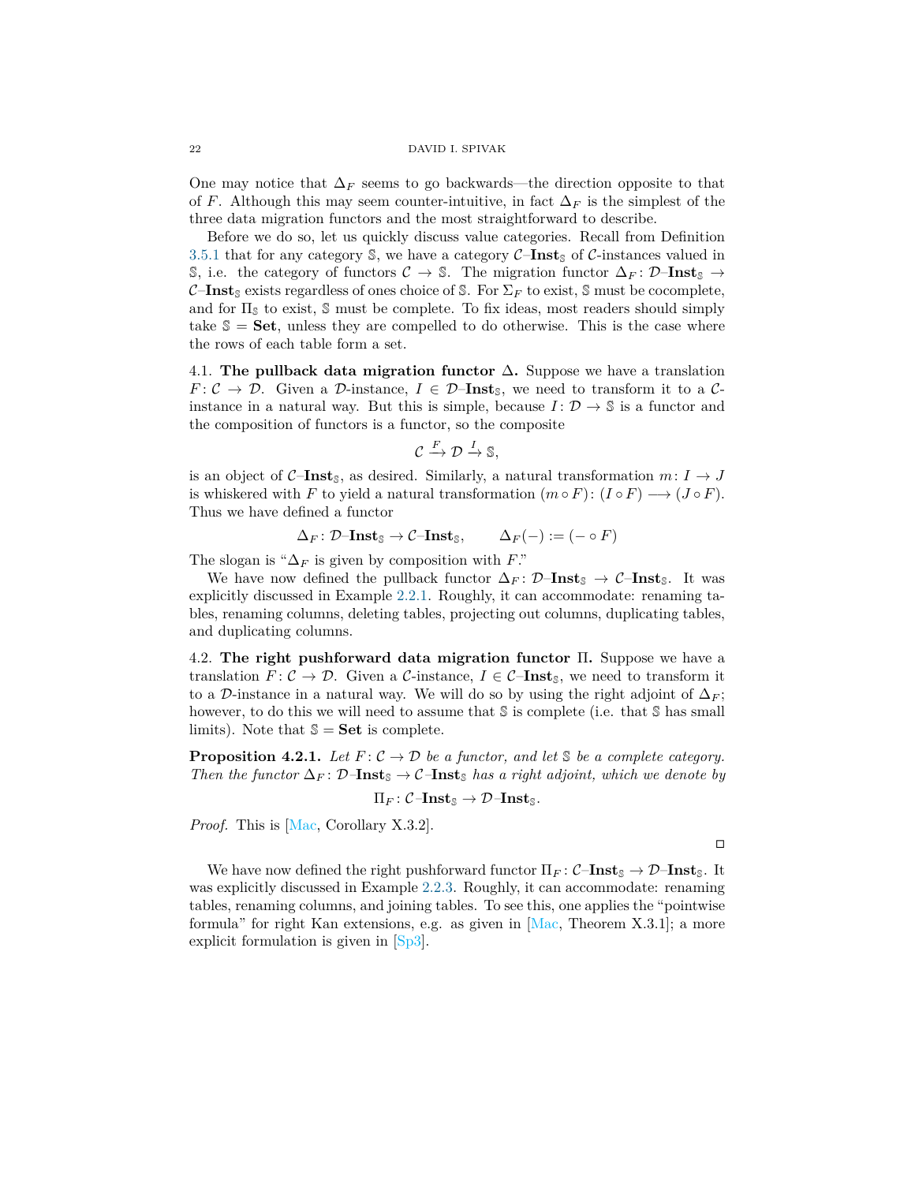One may notice that $\Delta_F$ seems to go backwards—the direction opposite to that of $F$. Although this may seem counter-intuitive, in fact $\Delta_F$ is the simplest of the three data migration functors and the most straightforward to describe.

Before we do so, let us quickly discuss value categories. Recall from Definition 3.5.1 that for any category $\mathbb{S}$, we have a category $\mathcal{C}\text{–}\mathbf{Inst}_{\mathbb{S}}$ of $\mathcal{C}$-instances valued in $\mathbb{S}$, i.e. the category of functors $\mathcal{C} \to \mathbb{S}$. The migration functor $\Delta_F \colon \mathcal{D}\text{–}\mathbf{Inst}_{\mathbb{S}} \to \mathcal{C}\text{–}\mathbf{Inst}_{\mathbb{S}}$ exists regardless of ones choice of $\mathbb{S}$. For $\Sigma_F$ to exist, $\mathbb{S}$ must be cocomplete, and for $\Pi_{\mathbb{S}}$ to exist, $\mathbb{S}$ must be complete. To fix ideas, most readers should simply take $\mathbb{S} = \mathbf{Set}$, unless they are compelled to do otherwise. This is the case where the rows of each table form a set.

## 4.1. The pullback data migration functor $\Delta$.

Suppose we have a translation $F \colon \mathcal{C} \to \mathcal{D}$. Given a $\mathcal{D}$-instance, $I \in \mathcal{D}\text{–}\mathbf{Inst}_{\mathbb{S}}$, we need to transform it to a $\mathcal{C}$-instance in a natural way. But this is simple, because $I \colon \mathcal{D} \to \mathbb{S}$ is a functor and the composition of functors is a functor, so the composite

$$\mathcal{C} \xrightarrow{F} \mathcal{D} \xrightarrow{I} \mathbb{S},$$

is an object of $\mathcal{C}\text{–}\mathbf{Inst}_{\mathbb{S}}$, as desired. Similarly, a natural transformation $m \colon I \to J$ is whiskered with $F$ to yield a natural transformation $(m \circ F) \colon (I \circ F) \longrightarrow (J \circ F)$. Thus we have defined a functor

$$\Delta_F \colon \mathcal{D}\text{–}\mathbf{Inst}_{\mathbb{S}} \to \mathcal{C}\text{–}\mathbf{Inst}_{\mathbb{S}}, \qquad \Delta_F(-) := (- \circ F)$$

The slogan is "$\Delta_F$ is given by composition with $F$."

We have now defined the pullback functor $\Delta_F \colon \mathcal{D}\text{–}\mathbf{Inst}_{\mathbb{S}} \to \mathcal{C}\text{–}\mathbf{Inst}_{\mathbb{S}}$. It was explicitly discussed in Example 2.2.1. Roughly, it can accommodate: renaming tables, renaming columns, deleting tables, projecting out columns, duplicating tables, and duplicating columns.

## 4.2. The right pushforward data migration functor $\Pi$.

Suppose we have a translation $F \colon \mathcal{C} \to \mathcal{D}$. Given a $\mathcal{C}$-instance, $I \in \mathcal{C}\text{–}\mathbf{Inst}_{\mathbb{S}}$, we need to transform it to a $\mathcal{D}$-instance in a natural way. We will do so by using the right adjoint of $\Delta_F$; however, to do this we will need to assume that $\mathbb{S}$ is complete (i.e. that $\mathbb{S}$ has small limits). Note that $\mathbb{S} = \mathbf{Set}$ is complete.

**Proposition 4.2.1.** *Let $F \colon \mathcal{C} \to \mathcal{D}$ be a functor, and let $\mathbb{S}$ be a complete category. Then the functor $\Delta_F \colon \mathcal{D}\text{–}\mathbf{Inst}_{\mathbb{S}} \to \mathcal{C}\text{–}\mathbf{Inst}_{\mathbb{S}}$ has a right adjoint, which we denote by*

$$\Pi_F \colon \mathcal{C}\text{–}\mathbf{Inst}_{\mathbb{S}} \to \mathcal{D}\text{–}\mathbf{Inst}_{\mathbb{S}}.$$

*Proof.* This is [Mac, Corollary X.3.2]. □

We have now defined the right pushforward functor $\Pi_F \colon \mathcal{C}\text{–}\mathbf{Inst}_{\mathbb{S}} \to \mathcal{D}\text{–}\mathbf{Inst}_{\mathbb{S}}$. It was explicitly discussed in Example 2.2.3. Roughly, it can accommodate: renaming tables, renaming columns, and joining tables. To see this, one applies the "pointwise formula" for right Kan extensions, e.g. as given in [Mac, Theorem X.3.1]; a more explicit formulation is given in [Sp3].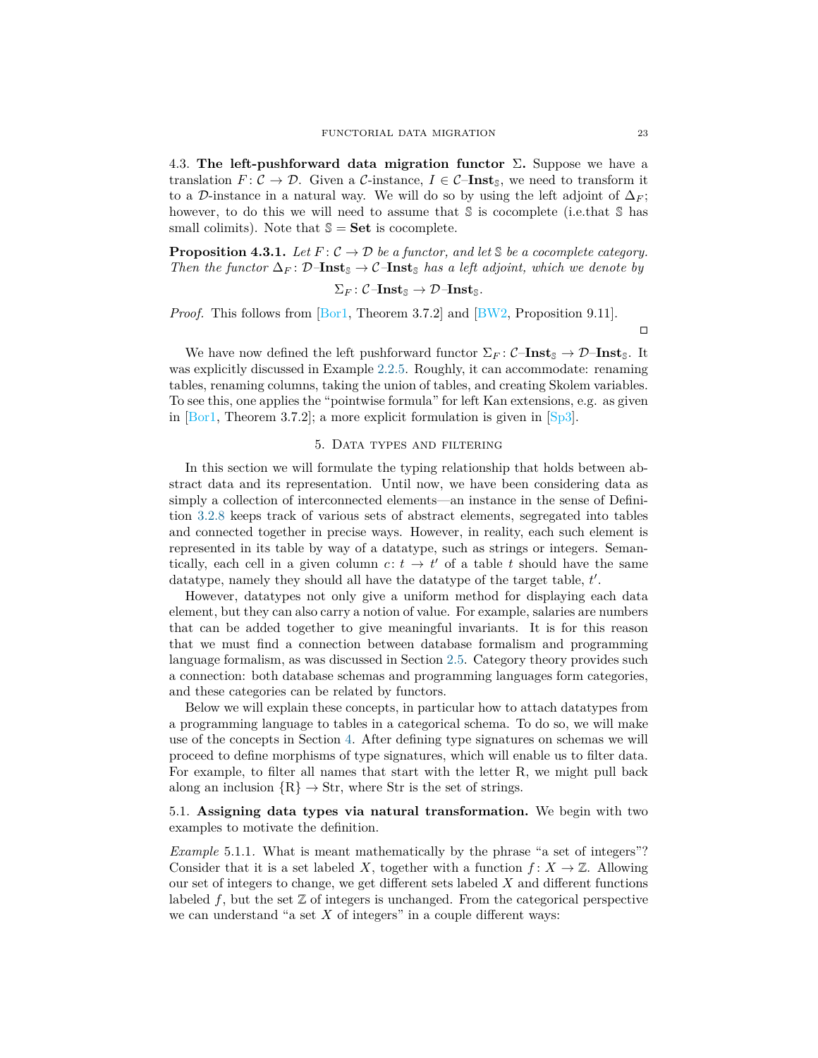4.3. **The left-pushforward data migration functor $\Sigma$.** Suppose we have a translation $F\colon \mathcal{C} \to \mathcal{D}$. Given a $\mathcal{C}$-instance, $I \in \mathcal{C}\text{–}\mathbf{Inst}_{\mathbb{S}}$, we need to transform it to a $\mathcal{D}$-instance in a natural way. We will do so by using the left adjoint of $\Delta_F$; however, to do this we will need to assume that $\mathbb{S}$ is cocomplete (i.e.that $\mathbb{S}$ has small colimits). Note that $\mathbb{S} = \mathbf{Set}$ is cocomplete.

**Proposition 4.3.1.** *Let $F\colon \mathcal{C} \to \mathcal{D}$ be a functor, and let $\mathbb{S}$ be a cocomplete category. Then the functor $\Delta_F\colon \mathcal{D}\text{–}\mathbf{Inst}_{\mathbb{S}} \to \mathcal{C}\text{–}\mathbf{Inst}_{\mathbb{S}}$ has a left adjoint, which we denote by*

$$\Sigma_F\colon \mathcal{C}\text{–}\mathbf{Inst}_{\mathbb{S}} \to \mathcal{D}\text{–}\mathbf{Inst}_{\mathbb{S}}.$$

*Proof.* This follows from [Bor1, Theorem 3.7.2] and [BW2, Proposition 9.11]. □

We have now defined the left pushforward functor $\Sigma_F\colon \mathcal{C}\text{–}\mathbf{Inst}_{\mathbb{S}} \to \mathcal{D}\text{–}\mathbf{Inst}_{\mathbb{S}}$. It was explicitly discussed in Example 2.2.5. Roughly, it can accommodate: renaming tables, renaming columns, taking the union of tables, and creating Skolem variables. To see this, one applies the "pointwise formula" for left Kan extensions, e.g. as given in [Bor1, Theorem 3.7.2]; a more explicit formulation is given in [Sp3].

## 5. Data types and filtering

In this section we will formulate the typing relationship that holds between abstract data and its representation. Until now, we have been considering data as simply a collection of interconnected elements—an instance in the sense of Definition 3.2.8 keeps track of various sets of abstract elements, segregated into tables and connected together in precise ways. However, in reality, each such element is represented in its table by way of a datatype, such as strings or integers. Semantically, each cell in a given column $c\colon t \to t'$ of a table $t$ should have the same datatype, namely they should all have the datatype of the target table, $t'$.

However, datatypes not only give a uniform method for displaying each data element, but they can also carry a notion of value. For example, salaries are numbers that can be added together to give meaningful invariants. It is for this reason that we must find a connection between database formalism and programming language formalism, as was discussed in Section 2.5. Category theory provides such a connection: both database schemas and programming languages form categories, and these categories can be related by functors.

Below we will explain these concepts, in particular how to attach datatypes from a programming language to tables in a categorical schema. To do so, we will make use of the concepts in Section 4. After defining type signatures on schemas we will proceed to define morphisms of type signatures, which will enable us to filter data. For example, to filter all names that start with the letter R, we might pull back along an inclusion $\{\text{R}\} \to \text{Str}$, where Str is the set of strings.

5.1. **Assigning data types via natural transformation.** We begin with two examples to motivate the definition.

*Example* 5.1.1. What is meant mathematically by the phrase "a set of integers"? Consider that it is a set labeled $X$, together with a function $f\colon X \to \mathbb{Z}$. Allowing our set of integers to change, we get different sets labeled $X$ and different functions labeled $f$, but the set $\mathbb{Z}$ of integers is unchanged. From the categorical perspective we can understand "a set $X$ of integers" in a couple different ways: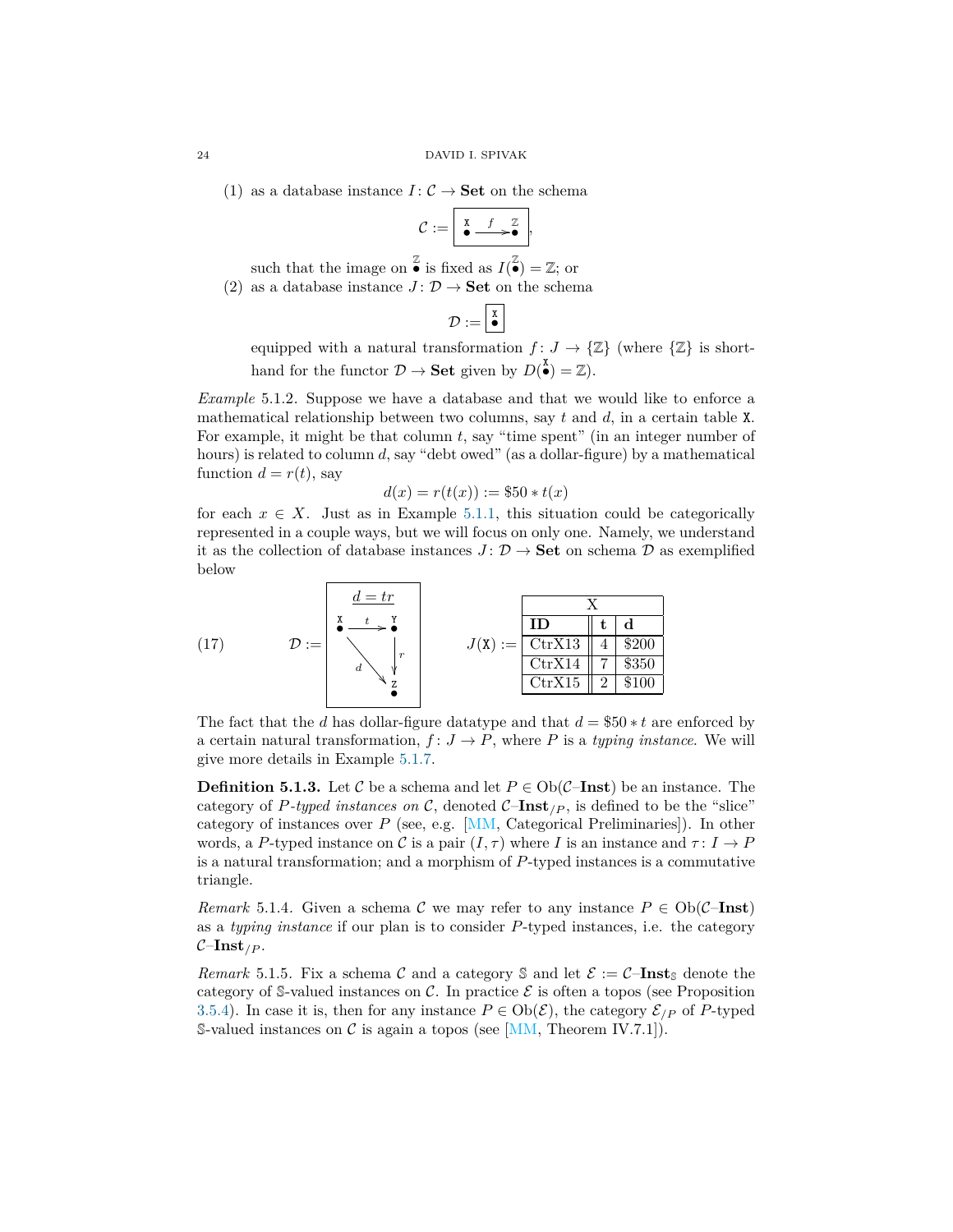(1) as a database instance $I\colon \mathcal{C} \to \mathbf{Set}$ on the schema

$$\mathcal{C} := \boxed{\overset{\mathtt{X}}{\bullet} \xrightarrow{f} \overset{\mathbb{Z}}{\bullet}},$$

such that the image on $\overset{\mathbb{Z}}{\bullet}$ is fixed as $I(\overset{\mathbb{Z}}{\bullet}) = \mathbb{Z}$; or

(2) as a database instance $J\colon \mathcal{D} \to \mathbf{Set}$ on the schema

$$\mathcal{D} := \boxed{\overset{\mathtt{X}}{\bullet}}$$

equipped with a natural transformation $f\colon J \to \{\mathbb{Z}\}$ (where $\{\mathbb{Z}\}$ is shorthand for the functor $\mathcal{D} \to \mathbf{Set}$ given by $D(\overset{\mathtt{X}}{\bullet}) = \mathbb{Z}$).

*Example* 5.1.2. Suppose we have a database and that we would like to enforce a mathematical relationship between two columns, say $t$ and $d$, in a certain table $\mathtt{X}$. For example, it might be that column $t$, say "time spent" (in an integer number of hours) is related to column $d$, say "debt owed" (as a dollar-figure) by a mathematical function $d = r(t)$, say

$$d(x) = r(t(x)) := \$50 * t(x)$$

for each $x \in X$. Just as in Example 5.1.1, this situation could be categorically represented in a couple ways, but we will focus on only one. Namely, we understand it as the collection of database instances $J\colon \mathcal{D} \to \mathbf{Set}$ on schema $\mathcal{D}$ as exemplified below

(17) $\mathcal{D} :=$ [schema with title $\underline{d = tr}$: objects $\overset{\mathtt{X}}{\bullet}$, $\overset{\mathtt{Y}}{\bullet}$, $\overset{\mathtt{Z}}{\bullet}$; arrows $t\colon \mathtt{X} \to \mathtt{Y}$, $r\colon \mathtt{Y} \to \mathtt{Z}$, $d\colon \mathtt{X} \to \mathtt{Z}$]

$J(\mathtt{X}) :=$

| X | | |
|---|---|---|
| **ID** | **t** | **d** |
| CtrX13 | 4 | \$200 |
| CtrX14 | 7 | \$350 |
| CtrX15 | 2 | \$100 |

The fact that the $d$ has dollar-figure datatype and that $d = \$50 * t$ are enforced by a certain natural transformation, $f\colon J \to P$, where $P$ is a *typing instance*. We will give more details in Example 5.1.7.

**Definition 5.1.3.** Let $\mathcal{C}$ be a schema and let $P \in \mathrm{Ob}(\mathcal{C}\text{–}\mathbf{Inst})$ be an instance. The category of *$P$-typed instances on $\mathcal{C}$*, denoted $\mathcal{C}\text{–}\mathbf{Inst}_{/P}$, is defined to be the "slice" category of instances over $P$ (see, e.g. [MM, Categorical Preliminaries]). In other words, a $P$-typed instance on $\mathcal{C}$ is a pair $(I, \tau)$ where $I$ is an instance and $\tau\colon I \to P$ is a natural transformation; and a morphism of $P$-typed instances is a commutative triangle.

*Remark* 5.1.4. Given a schema $\mathcal{C}$ we may refer to any instance $P \in \mathrm{Ob}(\mathcal{C}\text{–}\mathbf{Inst})$ as a *typing instance* if our plan is to consider $P$-typed instances, i.e. the category $\mathcal{C}\text{–}\mathbf{Inst}_{/P}$.

*Remark* 5.1.5. Fix a schema $\mathcal{C}$ and a category $\mathbb{S}$ and let $\mathcal{E} := \mathcal{C}\text{–}\mathbf{Inst}_{\mathbb{S}}$ denote the category of $\mathbb{S}$-valued instances on $\mathcal{C}$. In practice $\mathcal{E}$ is often a topos (see Proposition 3.5.4). In case it is, then for any instance $P \in \mathrm{Ob}(\mathcal{E})$, the category $\mathcal{E}_{/P}$ of $P$-typed $\mathbb{S}$-valued instances on $\mathcal{C}$ is again a topos (see [MM, Theorem IV.7.1]).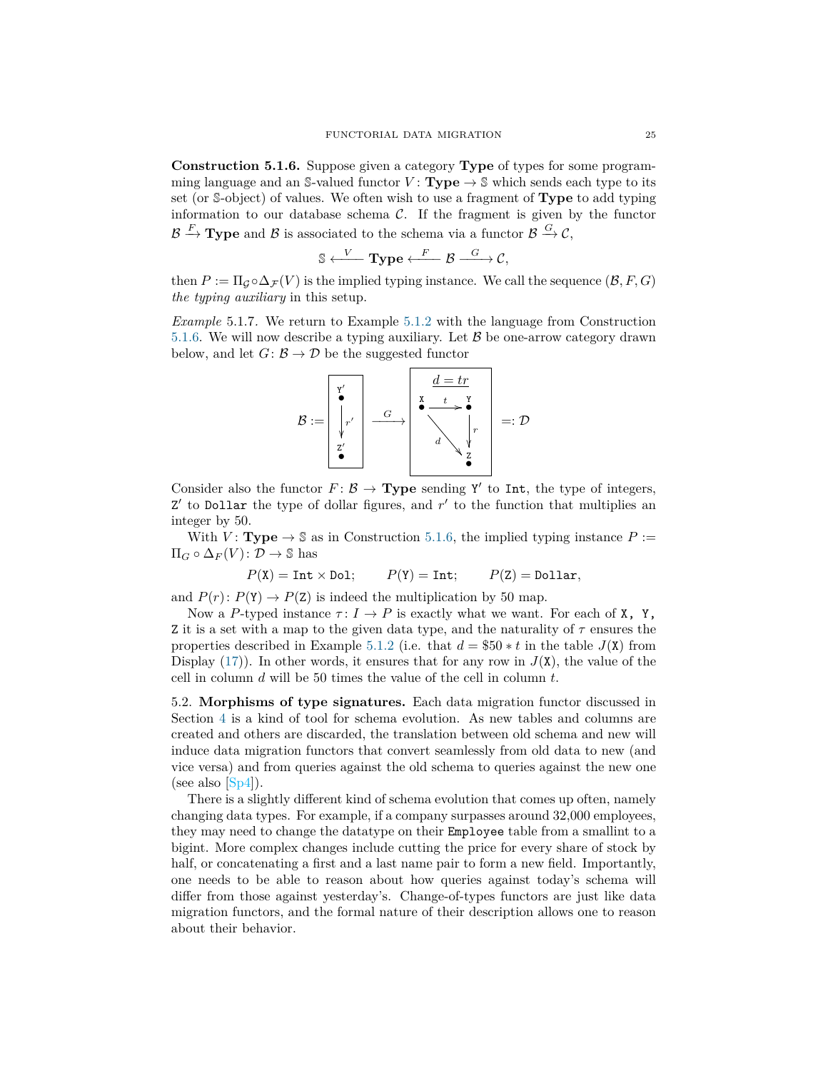**Construction 5.1.6.** Suppose given a category **Type** of types for some programming language and an $\mathbb{S}$-valued functor $V\colon \mathbf{Type} \to \mathbb{S}$ which sends each type to its set (or $\mathbb{S}$-object) of values. We often wish to use a fragment of **Type** to add typing information to our database schema $\mathcal{C}$. If the fragment is given by the functor $\mathcal{B} \xrightarrow{F} \mathbf{Type}$ and $\mathcal{B}$ is associated to the schema via a functor $\mathcal{B} \xrightarrow{G} \mathcal{C}$,

$$\mathbb{S} \xleftarrow{V} \mathbf{Type} \xleftarrow{F} \mathcal{B} \xrightarrow{G} \mathcal{C},$$

then $P := \Pi_{\mathcal{G}} \circ \Delta_{\mathcal{F}}(V)$ is the implied typing instance. We call the sequence $(\mathcal{B}, F, G)$ *the typing auxiliary* in this setup.

*Example* 5.1.7. We return to Example 5.1.2 with the language from Construction 5.1.6. We will now describe a typing auxiliary. Let $\mathcal{B}$ be one-arrow category drawn below, and let $G\colon \mathcal{B} \to \mathcal{D}$ be the suggested functor

$$\mathcal{B} := \boxed{\begin{array}{c} \overset{\texttt{Y}'}{\bullet} \\ \downarrow r' \\ \underset{\texttt{Z}'}{\bullet} \end{array}} \xrightarrow{\quad G \quad} \boxed{\begin{array}{c} \underline{d = tr} \\ \overset{\texttt{X}}{\bullet} \xrightarrow{\ t\ } \overset{\texttt{Y}}{\bullet} \\ \quad {\scriptstyle d} \searrow \quad \downarrow r \\ \qquad\quad \underset{\texttt{Z}}{\bullet} \end{array}} =: \mathcal{D}$$

Consider also the functor $F\colon \mathcal{B} \to \mathbf{Type}$ sending $\texttt{Y}'$ to $\texttt{Int}$, the type of integers, $\texttt{Z}'$ to $\texttt{Dollar}$ the type of dollar figures, and $r'$ to the function that multiplies an integer by 50.

With $V\colon \mathbf{Type} \to \mathbb{S}$ as in Construction 5.1.6, the implied typing instance $P := \Pi_G \circ \Delta_F(V)\colon \mathcal{D} \to \mathbb{S}$ has

$$P(\texttt{X}) = \texttt{Int} \times \texttt{Dol}; \qquad P(\texttt{Y}) = \texttt{Int}; \qquad P(\texttt{Z}) = \texttt{Dollar},$$

and $P(r)\colon P(\texttt{Y}) \to P(\texttt{Z})$ is indeed the multiplication by 50 map.

Now a $P$-typed instance $\tau\colon I \to P$ is exactly what we want. For each of `X, Y, Z` it is a set with a map to the given data type, and the naturality of $\tau$ ensures the properties described in Example 5.1.2 (i.e. that $d = \$50 * t$ in the table $J(\texttt{X})$ from Display (17)). In other words, it ensures that for any row in $J(\texttt{X})$, the value of the cell in column $d$ will be 50 times the value of the cell in column $t$.

5.2. **Morphisms of type signatures.** Each data migration functor discussed in Section 4 is a kind of tool for schema evolution. As new tables and columns are created and others are discarded, the translation between old schema and new will induce data migration functors that convert seamlessly from old data to new (and vice versa) and from queries against the old schema to queries against the new one (see also [Sp4]).

There is a slightly different kind of schema evolution that comes up often, namely changing data types. For example, if a company surpasses around 32,000 employees, they may need to change the datatype on their `Employee` table from a smallint to a bigint. More complex changes include cutting the price for every share of stock by half, or concatenating a first and a last name pair to form a new field. Importantly, one needs to be able to reason about how queries against today's schema will differ from those against yesterday's. Change-of-types functors are just like data migration functors, and the formal nature of their description allows one to reason about their behavior.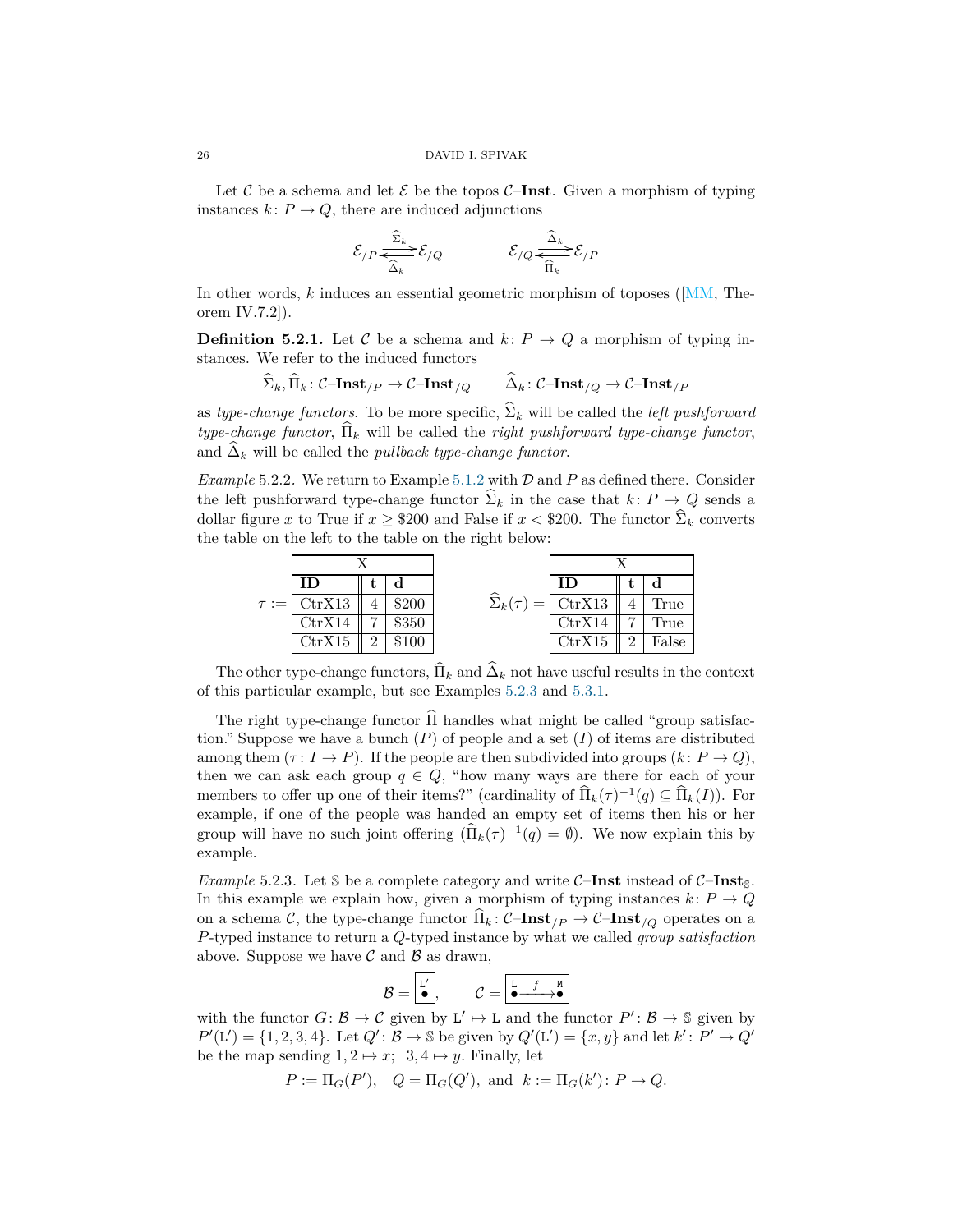Let $\mathcal{C}$ be a schema and let $\mathcal{E}$ be the topos $\mathcal{C}$–**Inst**. Given a morphism of typing instances $k\colon P \to Q$, there are induced adjunctions

$$\mathcal{E}_{/P} \underset{\widehat{\Delta}_k}{\overset{\widehat{\Sigma}_k}{\rightleftarrows}} \mathcal{E}_{/Q} \qquad\qquad \mathcal{E}_{/Q} \underset{\widehat{\Pi}_k}{\overset{\widehat{\Delta}_k}{\rightleftarrows}} \mathcal{E}_{/P}$$

In other words, $k$ induces an essential geometric morphism of toposes ([MM, Theorem IV.7.2]).

**Definition 5.2.1.** Let $\mathcal{C}$ be a schema and $k\colon P \to Q$ a morphism of typing instances. We refer to the induced functors

$$\widehat{\Sigma}_k, \widehat{\Pi}_k\colon \mathcal{C}\text{–}\mathbf{Inst}_{/P} \to \mathcal{C}\text{–}\mathbf{Inst}_{/Q} \qquad \widehat{\Delta}_k\colon \mathcal{C}\text{–}\mathbf{Inst}_{/Q} \to \mathcal{C}\text{–}\mathbf{Inst}_{/P}$$

as *type-change functors*. To be more specific, $\widehat{\Sigma}_k$ will be called the *left pushforward type-change functor*, $\widehat{\Pi}_k$ will be called the *right pushforward type-change functor*, and $\widehat{\Delta}_k$ will be called the *pullback type-change functor*.

*Example* 5.2.2. We return to Example 5.1.2 with $\mathcal{D}$ and $P$ as defined there. Consider the left pushforward type-change functor $\widehat{\Sigma}_k$ in the case that $k\colon P \to Q$ sends a dollar figure $x$ to True if $x \geq \$200$ and False if $x < \$200$. The functor $\widehat{\Sigma}_k$ converts the table on the left to the table on the right below:

$\tau :=$

| X | | |
|---|---|---|
| **ID** | **t** | **d** |
| CtrX13 | 4 | \$200 |
| CtrX14 | 7 | \$350 |
| CtrX15 | 2 | \$100 |

$\widehat{\Sigma}_k(\tau) =$

| X | | |
|---|---|---|
| **ID** | **t** | **d** |
| CtrX13 | 4 | True |
| CtrX14 | 7 | True |
| CtrX15 | 2 | False |

The other type-change functors, $\widehat{\Pi}_k$ and $\widehat{\Delta}_k$ not have useful results in the context of this particular example, but see Examples 5.2.3 and 5.3.1.

The right type-change functor $\widehat{\Pi}$ handles what might be called "group satisfaction." Suppose we have a bunch ($P$) of people and a set ($I$) of items are distributed among them ($\tau\colon I \to P$). If the people are then subdivided into groups ($k\colon P \to Q$), then we can ask each group $q \in Q$, "how many ways are there for each of your members to offer up one of their items?" (cardinality of $\widehat{\Pi}_k(\tau)^{-1}(q) \subseteq \widehat{\Pi}_k(I)$). For example, if one of the people was handed an empty set of items then his or her group will have no such joint offering ($\widehat{\Pi}_k(\tau)^{-1}(q) = \emptyset$). We now explain this by example.

*Example* 5.2.3. Let $\mathbb{S}$ be a complete category and write $\mathcal{C}$–**Inst** instead of $\mathcal{C}$–$\mathbf{Inst}_{\mathbb{S}}$. In this example we explain how, given a morphism of typing instances $k\colon P \to Q$ on a schema $\mathcal{C}$, the type-change functor $\widehat{\Pi}_k\colon \mathcal{C}\text{–}\mathbf{Inst}_{/P} \to \mathcal{C}\text{–}\mathbf{Inst}_{/Q}$ operates on a $P$-typed instance to return a $Q$-typed instance by what we called *group satisfaction* above. Suppose we have $\mathcal{C}$ and $\mathcal{B}$ as drawn,

$$\mathcal{B} = \boxed{\overset{\mathtt{L}'}{\bullet}}, \qquad \mathcal{C} = \boxed{\overset{\mathtt{L}}{\bullet} \xrightarrow{\;f\;} \overset{\mathtt{M}}{\bullet}}$$

with the functor $G\colon \mathcal{B} \to \mathcal{C}$ given by $\mathtt{L}' \mapsto \mathtt{L}$ and the functor $P'\colon \mathcal{B} \to \mathbb{S}$ given by $P'(\mathtt{L}') = \{1, 2, 3, 4\}$. Let $Q'\colon \mathcal{B} \to \mathbb{S}$ be given by $Q'(\mathtt{L}') = \{x, y\}$ and let $k'\colon P' \to Q'$ be the map sending $1, 2 \mapsto x$; $\;3, 4 \mapsto y$. Finally, let

$$P := \Pi_G(P'), \quad Q = \Pi_G(Q'), \text{ and } \; k := \Pi_G(k')\colon P \to Q.$$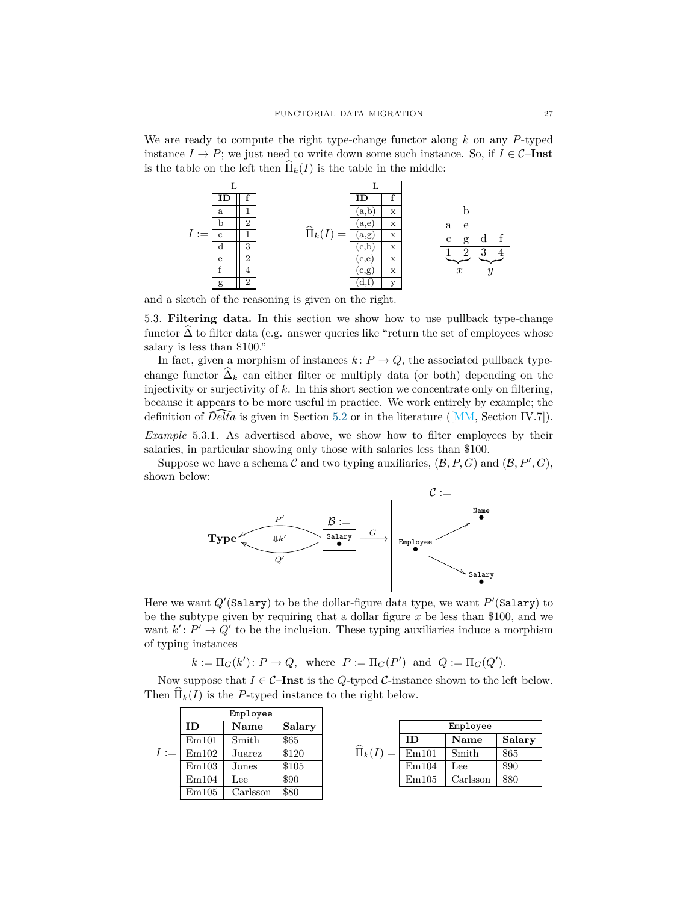We are ready to compute the right type-change functor along $k$ on any $P$-typed instance $I \to P$; we just need to write down some such instance. So, if $I \in \mathcal{C}$–**Inst** is the table on the left then $\widehat{\Pi}_k(I)$ is the table in the middle:

$I :=$

| L | |
|---|---|
| **ID** | **f** |
| a | 1 |
| b | 2 |
| c | 1 |
| d | 3 |
| e | 2 |
| f | 4 |
| g | 2 |

$\widehat{\Pi}_k(I) =$

| L | |
|---|---|
| **ID** | **f** |
| (a,b) | x |
| (a,e) | x |
| (a,g) | x |
| (c,b) | x |
| (c,e) | x |
| (c,g) | x |
| (d,f) | y |

$$\begin{array}{cccc} & b & & \\ a & e & & \\ c & g & d & f \\ \hline 1 & 2 & 3 & 4 \\ \underbrace{\quad\quad}_{x} & & \underbrace{\quad\quad}_{y} & \end{array}$$

and a sketch of the reasoning is given on the right.

5.3. **Filtering data.** In this section we show how to use pullback type-change functor $\widehat{\Delta}$ to filter data (e.g. answer queries like "return the set of employees whose salary is less than \$100."

In fact, given a morphism of instances $k \colon P \to Q$, the associated pullback type-change functor $\widehat{\Delta}_k$ can either filter or multiply data (or both) depending on the injectivity or surjectivity of $k$. In this short section we concentrate only on filtering, because it appears to be more useful in practice. We work entirely by example; the definition of $\widehat{Delta}$ is given in Section 5.2 or in the literature ([MM, Section IV.7]).

*Example* 5.3.1. As advertised above, we show how to filter employees by their salaries, in particular showing only those with salaries less than \$100.

Suppose we have a schema $\mathcal{C}$ and two typing auxiliaries, $(\mathcal{B}, P, G)$ and $(\mathcal{B}, P', G)$, shown below:

$$\mathbf{Type} \underset{Q'}{\overset{P'}{\longleftarrow\!\!\longleftarrow}} \mathcal{B} := \boxed{\texttt{Salary}\ \bullet} \xrightarrow{G} \mathcal{C} := \boxed{\texttt{Employee} \to \texttt{Name},\ \texttt{Employee} \to \texttt{Salary}} \quad (\Downarrow k')$$

Here we want $Q'(\texttt{Salary})$ to be the dollar-figure data type, we want $P'(\texttt{Salary})$ to be the subtype given by requiring that a dollar figure $x$ be less than \$100, and we want $k' \colon P' \to Q'$ to be the inclusion. These typing auxiliaries induce a morphism of typing instances

$$k := \Pi_G(k') \colon P \to Q, \quad \text{where} \quad P := \Pi_G(P') \ \text{ and } \ Q := \Pi_G(Q').$$

Now suppose that $I \in \mathcal{C}$–**Inst** is the $Q$-typed $\mathcal{C}$-instance shown to the left below. Then $\widehat{\Pi}_k(I)$ is the $P$-typed instance to the right below.

$I :=$

| Employee | | |
|---|---|---|
| **ID** | **Name** | **Salary** |
| Em101 | Smith | \$65 |
| Em102 | Juarez | \$120 |
| Em103 | Jones | \$105 |
| Em104 | Lee | \$90 |
| Em105 | Carlsson | \$80 |

$\widehat{\Pi}_k(I) =$

| Employee | | |
|---|---|---|
| **ID** | **Name** | **Salary** |
| Em101 | Smith | \$65 |
| Em104 | Lee | \$90 |
| Em105 | Carlsson | \$80 |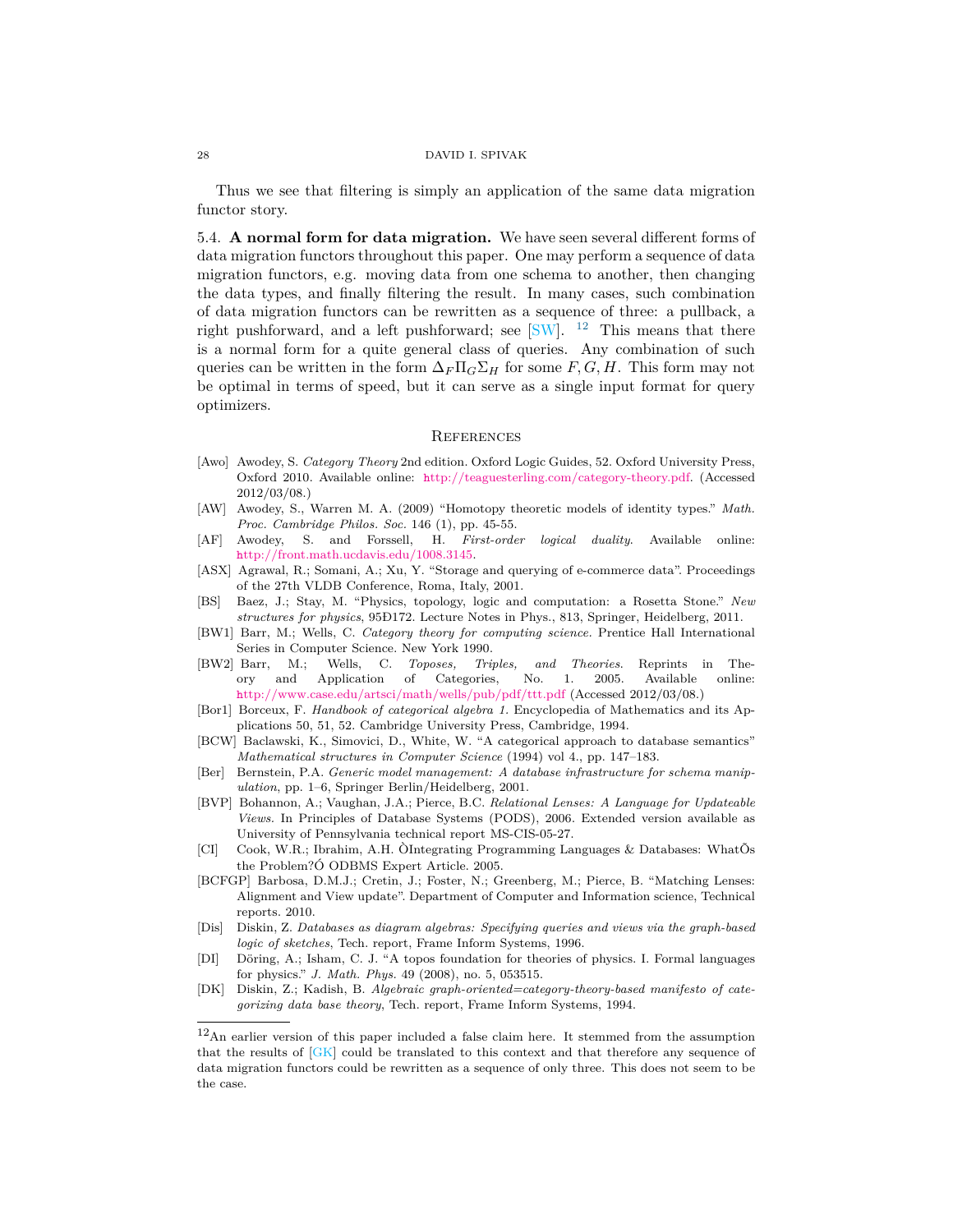Thus we see that filtering is simply an application of the same data migration functor story.

5.4. **A normal form for data migration.** We have seen several different forms of data migration functors throughout this paper. One may perform a sequence of data migration functors, e.g. moving data from one schema to another, then changing the data types, and finally filtering the result. In many cases, such combination of data migration functors can be rewritten as a sequence of three: a pullback, a right pushforward, and a left pushforward; see [SW]. [12] This means that there is a normal form for a quite general class of queries. Any combination of such queries can be written in the form $\Delta_F \Pi_G \Sigma_H$ for some $F, G, H$. This form may not be optimal in terms of speed, but it can serve as a single input format for query optimizers.

## References

[Awo] Awodey, S. *Category Theory* 2nd edition. Oxford Logic Guides, 52. Oxford University Press, Oxford 2010. Available online: http://teaguesterling.com/category-theory.pdf. (Accessed 2012/03/08.)

[AW] Awodey, S., Warren M. A. (2009) "Homotopy theoretic models of identity types." *Math. Proc. Cambridge Philos. Soc.* 146 (1), pp. 45-55.

[AF] Awodey, S. and Forssell, H. *First-order logical duality.* Available online: http://front.math.ucdavis.edu/1008.3145.

[ASX] Agrawal, R.; Somani, A.; Xu, Y. "Storage and querying of e-commerce data". Proceedings of the 27th VLDB Conference, Roma, Italy, 2001.

[BS] Baez, J.; Stay, M. "Physics, topology, logic and computation: a Rosetta Stone." *New structures for physics*, 95Ð172. Lecture Notes in Phys., 813, Springer, Heidelberg, 2011.

[BW1] Barr, M.; Wells, C. *Category theory for computing science.* Prentice Hall International Series in Computer Science. New York 1990.

[BW2] Barr, M.; Wells, C. *Toposes, Triples, and Theories.* Reprints in Theory and Application of Categories, No. 1. 2005. Available online: http://www.case.edu/artsci/math/wells/pub/pdf/ttt.pdf (Accessed 2012/03/08.)

[Bor1] Borceux, F. *Handbook of categorical algebra 1.* Encyclopedia of Mathematics and its Applications 50, 51, 52. Cambridge University Press, Cambridge, 1994.

[BCW] Baclawski, K., Simovici, D., White, W. "A categorical approach to database semantics" *Mathematical structures in Computer Science* (1994) vol 4., pp. 147–183.

[Ber] Bernstein, P.A. *Generic model management: A database infrastructure for schema manipulation*, pp. 1–6, Springer Berlin/Heidelberg, 2001.

[BVP] Bohannon, A.; Vaughan, J.A.; Pierce, B.C. *Relational Lenses: A Language for Updateable Views.* In Principles of Database Systems (PODS), 2006. Extended version available as University of Pennsylvania technical report MS-CIS-05-27.

[CI] Cook, W.R.; Ibrahim, A.H. ÒIntegrating Programming Languages & Databases: WhatÕs the Problem?Ó ODBMS Expert Article. 2005.

[BCFGP] Barbosa, D.M.J.; Cretin, J.; Foster, N.; Greenberg, M.; Pierce, B. "Matching Lenses: Alignment and View update". Department of Computer and Information science, Technical reports. 2010.

[Dis] Diskin, Z. *Databases as diagram algebras: Specifying queries and views via the graph-based logic of sketches*, Tech. report, Frame Inform Systems, 1996.

[DI] Döring, A.; Isham, C. J. "A topos foundation for theories of physics. I. Formal languages for physics." *J. Math. Phys.* 49 (2008), no. 5, 053515.

[DK] Diskin, Z.; Kadish, B. *Algebraic graph-oriented=category-theory-based manifesto of categorizing data base theory*, Tech. report, Frame Inform Systems, 1994.

---

[12] An earlier version of this paper included a false claim here. It stemmed from the assumption that the results of [GK] could be translated to this context and that therefore any sequence of data migration functors could be rewritten as a sequence of only three. This does not seem to be the case.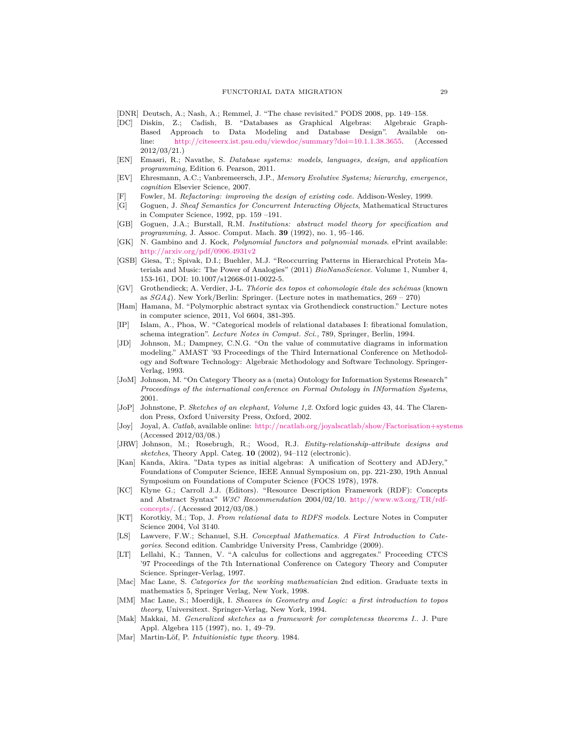[DNR] Deutsch, A.; Nash, A.; Remmel, J. "The chase revisited." PODS 2008, pp. 149–158.

[DC] Diskin, Z.; Cadish, B. "Databases as Graphical Algebras: Algebraic Graph-Based Approach to Data Modeling and Database Design". Available online: http://citeseerx.ist.psu.edu/viewdoc/summary?doi=10.1.1.38.3655. (Accessed 2012/03/21.)

[EN] Emasri, R.; Navathe, S. *Database systems: models, languages, design, and application programming*, Edition 6. Pearson, 2011.

[EV] Ehresmann, A.C.; Vanbremeersch, J.P., *Memory Evolutive Systems; hierarchy, emergence, cognition* Elsevier Science, 2007.

[F] Fowler, M. *Refactoring: improving the design of existing code.* Addison-Wesley, 1999.

[G] Goguen, J. *Sheaf Semantics for Concurrent Interacting Objects*, Mathematical Structures in Computer Science, 1992, pp. 159 –191.

[GB] Goguen, J.A.; Burstall, R.M. *Institutions: abstract model theory for specification and programming*, J. Assoc. Comput. Mach. **39** (1992), no. 1, 95–146.

[GK] N. Gambino and J. Kock, *Polynomial functors and polynomial monads*. ePrint available: http://arxiv.org/pdf/0906.4931v2

[GSB] Giesa, T.; Spivak, D.I.; Buehler, M.J. "Reoccurring Patterns in Hierarchical Protein Materials and Music: The Power of Analogies" (2011) *BioNanoScience*. Volume 1, Number 4, 153-161, DOI: 10.1007/s12668-011-0022-5.

[GV] Grothendieck; A. Verdier, J-L. *Théorie des topos et cohomologie étale des schémas* (known as *SGA4*). New York/Berlin: Springer. (Lecture notes in mathematics, 269 – 270)

[Ham] Hamana, M. "Polymorphic abstract syntax via Grothendieck construction." Lecture notes in computer science, 2011, Vol 6604, 381-395.

[IP] Islam, A., Phoa, W. "Categorical models of relational databases I: fibrational fomulation, schema integration". *Lecture Notes in Comput. Sci.,* 789, Springer, Berlin, 1994.

[JD] Johnson, M.; Dampney, C.N.G. "On the value of commutative diagrams in information modeling." AMAST '93 Proceedings of the Third International Conference on Methodology and Software Technology: Algebraic Methodology and Software Technology. Springer-Verlag, 1993.

[JoM] Johnson, M. "On Category Theory as a (meta) Ontology for Information Systems Research" *Proceedings of the international conference on Formal Ontology in INformation Systems*, 2001.

[JoP] Johnstone, P. *Sketches of an elephant, Volume 1,2*. Oxford logic guides 43, 44. The Clarendon Press, Oxford University Press, Oxford, 2002.

[Joy] Joyal, A. *Catlab*, available online: http://ncatlab.org/joyalscatlab/show/Factorisation+systems (Accessed 2012/03/08.)

[JRW] Johnson, M.; Rosebrugh, R.; Wood, R.J. *Entity-relationship-attribute designs and sketches*, Theory Appl. Categ. **10** (2002), 94–112 (electronic).

[Kan] Kanda, Akira. "Data types as initial algebras: A unification of Scottery and ADJery," Foundations of Computer Science, IEEE Annual Symposium on, pp. 221-230, 19th Annual Symposium on Foundations of Computer Science (FOCS 1978), 1978.

[KC] Klyne G.; Carroll J.J. (Editors). "Resource Description Framework (RDF): Concepts and Abstract Syntax" *W3C Recommendation* 2004/02/10. http://www.w3.org/TR/rdf-concepts/. (Accessed 2012/03/08.)

[KT] Korotkiy, M.; Top, J. *From relational data to RDFS models*. Lecture Notes in Computer Science 2004, Vol 3140.

[LS] Lawvere, F.W.; Schanuel, S.H. *Conceptual Mathematics. A First Introduction to Categories*. Second edition. Cambridge University Press, Cambridge (2009).

[LT] Lellahi, K.; Tannen, V. "A calculus for collections and aggregates." Proceeding CTCS '97 Proceedings of the 7th International Conference on Category Theory and Computer Science. Springer-Verlag, 1997.

[Mac] Mac Lane, S. *Categories for the working mathematician* 2nd edition. Graduate texts in mathematics 5, Springer Verlag, New York, 1998.

[MM] Mac Lane, S.; Moerdijk, I. *Sheaves in Geometry and Logic: a first introduction to topos theory*, Universitext. Springer-Verlag, New York, 1994.

[Mak] Makkai, M. *Generalized sketches as a framework for completeness theorems I.*. J. Pure Appl. Algebra 115 (1997), no. 1, 49–79.

[Mar] Martin-Löf, P. *Intuitionistic type theory.* 1984.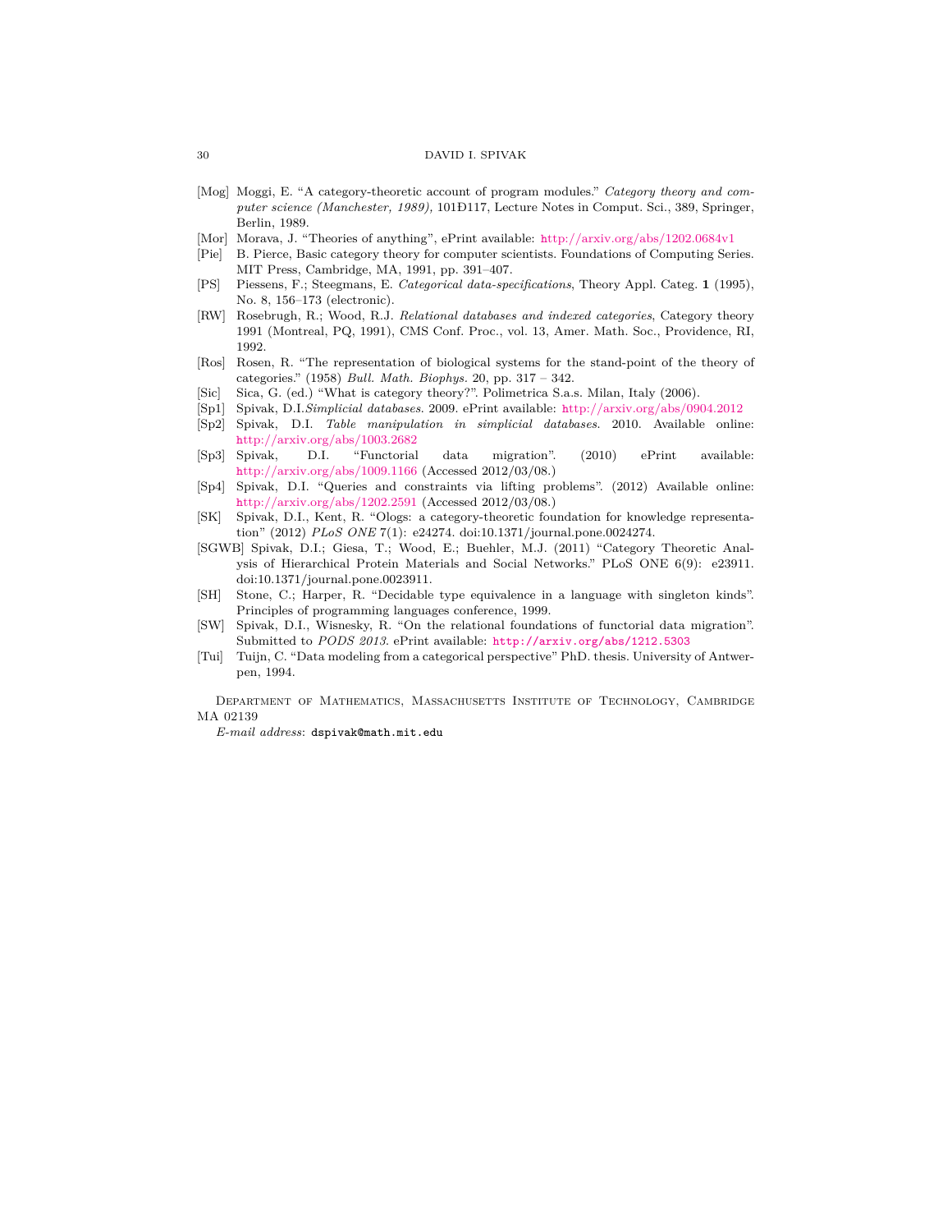- [Mog] Moggi, E. "A category-theoretic account of program modules." *Category theory and computer science (Manchester, 1989),* 101Ð117, Lecture Notes in Comput. Sci., 389, Springer, Berlin, 1989.
- [Mor] Morava, J. "Theories of anything", ePrint available: http://arxiv.org/abs/1202.0684v1
- [Pie] B. Pierce, Basic category theory for computer scientists. Foundations of Computing Series. MIT Press, Cambridge, MA, 1991, pp. 391–407.
- [PS] Piessens, F.; Steegmans, E. *Categorical data-specifications*, Theory Appl. Categ. **1** (1995), No. 8, 156–173 (electronic).
- [RW] Rosebrugh, R.; Wood, R.J. *Relational databases and indexed categories*, Category theory 1991 (Montreal, PQ, 1991), CMS Conf. Proc., vol. 13, Amer. Math. Soc., Providence, RI, 1992.
- [Ros] Rosen, R. "The representation of biological systems for the stand-point of the theory of categories." (1958) *Bull. Math. Biophys.* 20, pp. 317 – 342.
- [Sic] Sica, G. (ed.) "What is category theory?". Polimetrica S.a.s. Milan, Italy (2006).
- [Sp1] Spivak, D.I.*Simplicial databases.* 2009. ePrint available: http://arxiv.org/abs/0904.2012
- [Sp2] Spivak, D.I. *Table manipulation in simplicial databases.* 2010. Available online: http://arxiv.org/abs/1003.2682
- [Sp3] Spivak, D.I. "Functorial data migration". (2010) ePrint available: http://arxiv.org/abs/1009.1166 (Accessed 2012/03/08.)
- [Sp4] Spivak, D.I. "Queries and constraints via lifting problems". (2012) Available online: http://arxiv.org/abs/1202.2591 (Accessed 2012/03/08.)
- [SK] Spivak, D.I., Kent, R. "Ologs: a category-theoretic foundation for knowledge representation" (2012) *PLoS ONE* 7(1): e24274. doi:10.1371/journal.pone.0024274.
- [SGWB] Spivak, D.I.; Giesa, T.; Wood, E.; Buehler, M.J. (2011) "Category Theoretic Analysis of Hierarchical Protein Materials and Social Networks." PLoS ONE 6(9): e23911. doi:10.1371/journal.pone.0023911.
- [SH] Stone, C.; Harper, R. "Decidable type equivalence in a language with singleton kinds". Principles of programming languages conference, 1999.
- [SW] Spivak, D.I., Wisnesky, R. "On the relational foundations of functorial data migration". Submitted to *PODS 2013*. ePrint available: http://arxiv.org/abs/1212.5303
- [Tui] Tuijn, C. "Data modeling from a categorical perspective" PhD. thesis. University of Antwerpen, 1994.

Department of Mathematics, Massachusetts Institute of Technology, Cambridge MA 02139

*E-mail address*: dspivak@math.mit.edu